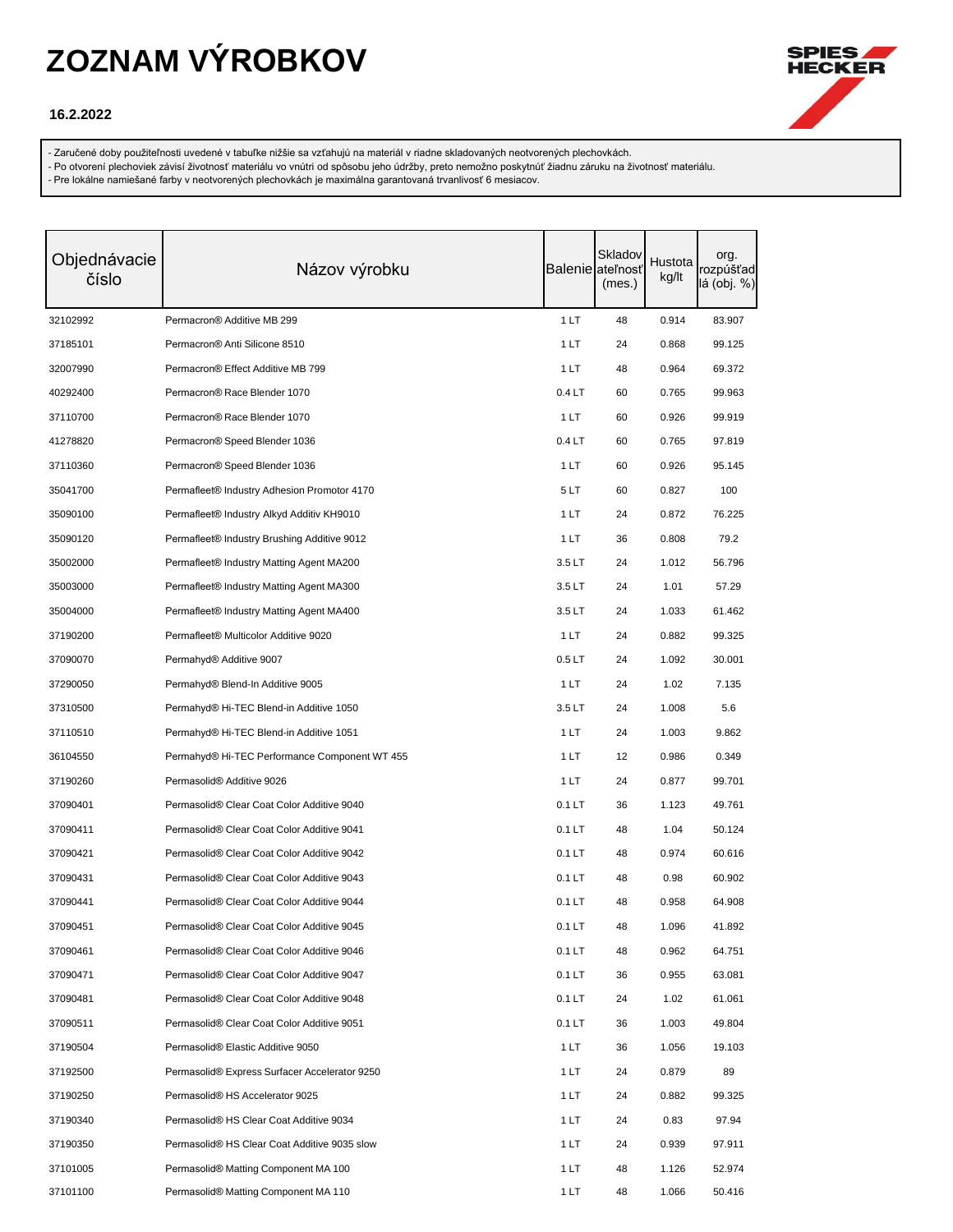# ZOZNAM VÝROBKOV

**16.2.2022**

- Zaručené doby použiteľnosti uvedené v tabuľke nižšie sa vzťahujú na materiál v riadne skladovaných neotvorených plechovkách.
- Po otvorení plechoviek závisí životnosť materiálu vo vnútri od spôsobu jeho údržby, preto nemožno poskytnúť žiadnu záruku na životnosť materiálu.
- Pre lokálne namiešané farby v neotvorených plechovkách je maximálna garantovaná trvanlivosť 6 mesiacov.

| Objednávacie číslo | Názov výrobku | Balenie | Skladovateľnosť (mes.) | Hustota kg/lt | org. rozpúšťadlá (obj. %) |
|---|---|---|---|---|---|
| 32102992 | Permacron® Additive MB 299 | 1 LT | 48 | 0.914 | 83.907 |
| 37185101 | Permacron® Anti Silicone 8510 | 1 LT | 24 | 0.868 | 99.125 |
| 32007990 | Permacron® Effect Additive MB 799 | 1 LT | 48 | 0.964 | 69.372 |
| 40292400 | Permacron® Race Blender 1070 | 0.4 LT | 60 | 0.765 | 99.963 |
| 37110700 | Permacron® Race Blender 1070 | 1 LT | 60 | 0.926 | 99.919 |
| 41278820 | Permacron® Speed Blender 1036 | 0.4 LT | 60 | 0.765 | 97.819 |
| 37110360 | Permacron® Speed Blender 1036 | 1 LT | 60 | 0.926 | 95.145 |
| 35041700 | Permafleet® Industry Adhesion Promotor 4170 | 5 LT | 60 | 0.827 | 100 |
| 35090100 | Permafleet® Industry Alkyd Additiv KH9010 | 1 LT | 24 | 0.872 | 76.225 |
| 35090120 | Permafleet® Industry Brushing Additive 9012 | 1 LT | 36 | 0.808 | 79.2 |
| 35002000 | Permafleet® Industry Matting Agent MA200 | 3.5 LT | 24 | 1.012 | 56.796 |
| 35003000 | Permafleet® Industry Matting Agent MA300 | 3.5 LT | 24 | 1.01 | 57.29 |
| 35004000 | Permafleet® Industry Matting Agent MA400 | 3.5 LT | 24 | 1.033 | 61.462 |
| 37190200 | Permafleet® Multicolor Additive 9020 | 1 LT | 24 | 0.882 | 99.325 |
| 37090070 | Permahyd® Additive 9007 | 0.5 LT | 24 | 1.092 | 30.001 |
| 37290050 | Permahyd® Blend-In Additive 9005 | 1 LT | 24 | 1.02 | 7.135 |
| 37310500 | Permahyd® Hi-TEC Blend-in Additive 1050 | 3.5 LT | 24 | 1.008 | 5.6 |
| 37110510 | Permahyd® Hi-TEC Blend-in Additive 1051 | 1 LT | 24 | 1.003 | 9.862 |
| 36104550 | Permahyd® Hi-TEC Performance Component WT 455 | 1 LT | 12 | 0.986 | 0.349 |
| 37190260 | Permasolid® Additive 9026 | 1 LT | 24 | 0.877 | 99.701 |
| 37090401 | Permasolid® Clear Coat Color Additive 9040 | 0.1 LT | 36 | 1.123 | 49.761 |
| 37090411 | Permasolid® Clear Coat Color Additive 9041 | 0.1 LT | 48 | 1.04 | 50.124 |
| 37090421 | Permasolid® Clear Coat Color Additive 9042 | 0.1 LT | 48 | 0.974 | 60.616 |
| 37090431 | Permasolid® Clear Coat Color Additive 9043 | 0.1 LT | 48 | 0.98 | 60.902 |
| 37090441 | Permasolid® Clear Coat Color Additive 9044 | 0.1 LT | 48 | 0.958 | 64.908 |
| 37090451 | Permasolid® Clear Coat Color Additive 9045 | 0.1 LT | 48 | 1.096 | 41.892 |
| 37090461 | Permasolid® Clear Coat Color Additive 9046 | 0.1 LT | 48 | 0.962 | 64.751 |
| 37090471 | Permasolid® Clear Coat Color Additive 9047 | 0.1 LT | 36 | 0.955 | 63.081 |
| 37090481 | Permasolid® Clear Coat Color Additive 9048 | 0.1 LT | 24 | 1.02 | 61.061 |
| 37090511 | Permasolid® Clear Coat Color Additive 9051 | 0.1 LT | 36 | 1.003 | 49.804 |
| 37190504 | Permasolid® Elastic Additive 9050 | 1 LT | 36 | 1.056 | 19.103 |
| 37192500 | Permasolid® Express Surfacer Accelerator 9250 | 1 LT | 24 | 0.879 | 89 |
| 37190250 | Permasolid® HS Accelerator 9025 | 1 LT | 24 | 0.882 | 99.325 |
| 37190340 | Permasolid® HS Clear Coat Additive 9034 | 1 LT | 24 | 0.83 | 97.94 |
| 37190350 | Permasolid® HS Clear Coat Additive 9035 slow | 1 LT | 24 | 0.939 | 97.911 |
| 37101005 | Permasolid® Matting Component MA 100 | 1 LT | 48 | 1.126 | 52.974 |
| 37101100 | Permasolid® Matting Component MA 110 | 1 LT | 48 | 1.066 | 50.416 |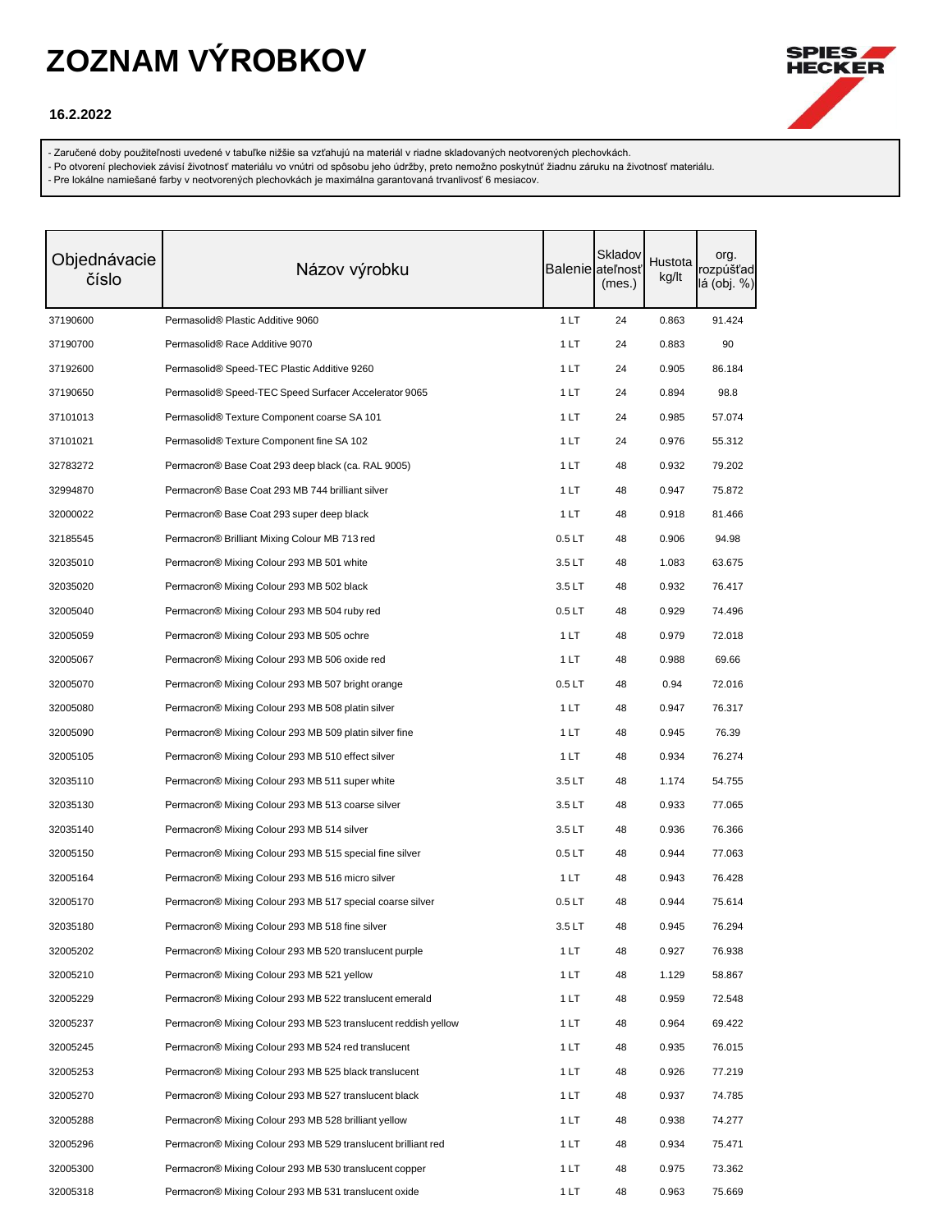# ZOZNAM VÝROBKOV

**16.2.2022**

- Zaručené doby použiteľnosti uvedené v tabuľke nižšie sa vzťahujú na materiál v riadne skladovaných neotvorených plechovkách.
- Po otvorení plechoviek závisí životnosť materiálu vo vnútri od spôsobu jeho údržby, preto nemožno poskytnúť žiadnu záruku na životnosť materiálu.
- Pre lokálne namiešané farby v neotvorených plechovkách je maximálna garantovaná trvanlivosť 6 mesiacov.

| Objednávacie číslo | Názov výrobku | Balenie | Skladovateľnosť (mes.) | Hustota kg/lt | org. rozpúšťadlá (obj. %) |
|---|---|---|---|---|---|
| 37190600 | Permasolid® Plastic Additive 9060 | 1 LT | 24 | 0.863 | 91.424 |
| 37190700 | Permasolid® Race Additive 9070 | 1 LT | 24 | 0.883 | 90 |
| 37192600 | Permasolid® Speed-TEC Plastic Additive 9260 | 1 LT | 24 | 0.905 | 86.184 |
| 37190650 | Permasolid® Speed-TEC Speed Surfacer Accelerator 9065 | 1 LT | 24 | 0.894 | 98.8 |
| 37101013 | Permasolid® Texture Component coarse SA 101 | 1 LT | 24 | 0.985 | 57.074 |
| 37101021 | Permasolid® Texture Component fine SA 102 | 1 LT | 24 | 0.976 | 55.312 |
| 32783272 | Permacron® Base Coat 293 deep black (ca. RAL 9005) | 1 LT | 48 | 0.932 | 79.202 |
| 32994870 | Permacron® Base Coat 293 MB 744 brilliant silver | 1 LT | 48 | 0.947 | 75.872 |
| 32000022 | Permacron® Base Coat 293 super deep black | 1 LT | 48 | 0.918 | 81.466 |
| 32185545 | Permacron® Brilliant Mixing Colour MB 713 red | 0.5 LT | 48 | 0.906 | 94.98 |
| 32035010 | Permacron® Mixing Colour 293 MB 501 white | 3.5 LT | 48 | 1.083 | 63.675 |
| 32035020 | Permacron® Mixing Colour 293 MB 502 black | 3.5 LT | 48 | 0.932 | 76.417 |
| 32005040 | Permacron® Mixing Colour 293 MB 504 ruby red | 0.5 LT | 48 | 0.929 | 74.496 |
| 32005059 | Permacron® Mixing Colour 293 MB 505 ochre | 1 LT | 48 | 0.979 | 72.018 |
| 32005067 | Permacron® Mixing Colour 293 MB 506 oxide red | 1 LT | 48 | 0.988 | 69.66 |
| 32005070 | Permacron® Mixing Colour 293 MB 507 bright orange | 0.5 LT | 48 | 0.94 | 72.016 |
| 32005080 | Permacron® Mixing Colour 293 MB 508 platin silver | 1 LT | 48 | 0.947 | 76.317 |
| 32005090 | Permacron® Mixing Colour 293 MB 509 platin silver fine | 1 LT | 48 | 0.945 | 76.39 |
| 32005105 | Permacron® Mixing Colour 293 MB 510 effect silver | 1 LT | 48 | 0.934 | 76.274 |
| 32035110 | Permacron® Mixing Colour 293 MB 511 super white | 3.5 LT | 48 | 1.174 | 54.755 |
| 32035130 | Permacron® Mixing Colour 293 MB 513 coarse silver | 3.5 LT | 48 | 0.933 | 77.065 |
| 32035140 | Permacron® Mixing Colour 293 MB 514 silver | 3.5 LT | 48 | 0.936 | 76.366 |
| 32005150 | Permacron® Mixing Colour 293 MB 515 special fine silver | 0.5 LT | 48 | 0.944 | 77.063 |
| 32005164 | Permacron® Mixing Colour 293 MB 516 micro silver | 1 LT | 48 | 0.943 | 76.428 |
| 32005170 | Permacron® Mixing Colour 293 MB 517 special coarse silver | 0.5 LT | 48 | 0.944 | 75.614 |
| 32035180 | Permacron® Mixing Colour 293 MB 518 fine silver | 3.5 LT | 48 | 0.945 | 76.294 |
| 32005202 | Permacron® Mixing Colour 293 MB 520 translucent purple | 1 LT | 48 | 0.927 | 76.938 |
| 32005210 | Permacron® Mixing Colour 293 MB 521 yellow | 1 LT | 48 | 1.129 | 58.867 |
| 32005229 | Permacron® Mixing Colour 293 MB 522 translucent emerald | 1 LT | 48 | 0.959 | 72.548 |
| 32005237 | Permacron® Mixing Colour 293 MB 523 translucent reddish yellow | 1 LT | 48 | 0.964 | 69.422 |
| 32005245 | Permacron® Mixing Colour 293 MB 524 red translucent | 1 LT | 48 | 0.935 | 76.015 |
| 32005253 | Permacron® Mixing Colour 293 MB 525 black translucent | 1 LT | 48 | 0.926 | 77.219 |
| 32005270 | Permacron® Mixing Colour 293 MB 527 translucent black | 1 LT | 48 | 0.937 | 74.785 |
| 32005288 | Permacron® Mixing Colour 293 MB 528 brilliant yellow | 1 LT | 48 | 0.938 | 74.277 |
| 32005296 | Permacron® Mixing Colour 293 MB 529 translucent brilliant red | 1 LT | 48 | 0.934 | 75.471 |
| 32005300 | Permacron® Mixing Colour 293 MB 530 translucent copper | 1 LT | 48 | 0.975 | 73.362 |
| 32005318 | Permacron® Mixing Colour 293 MB 531 translucent oxide | 1 LT | 48 | 0.963 | 75.669 |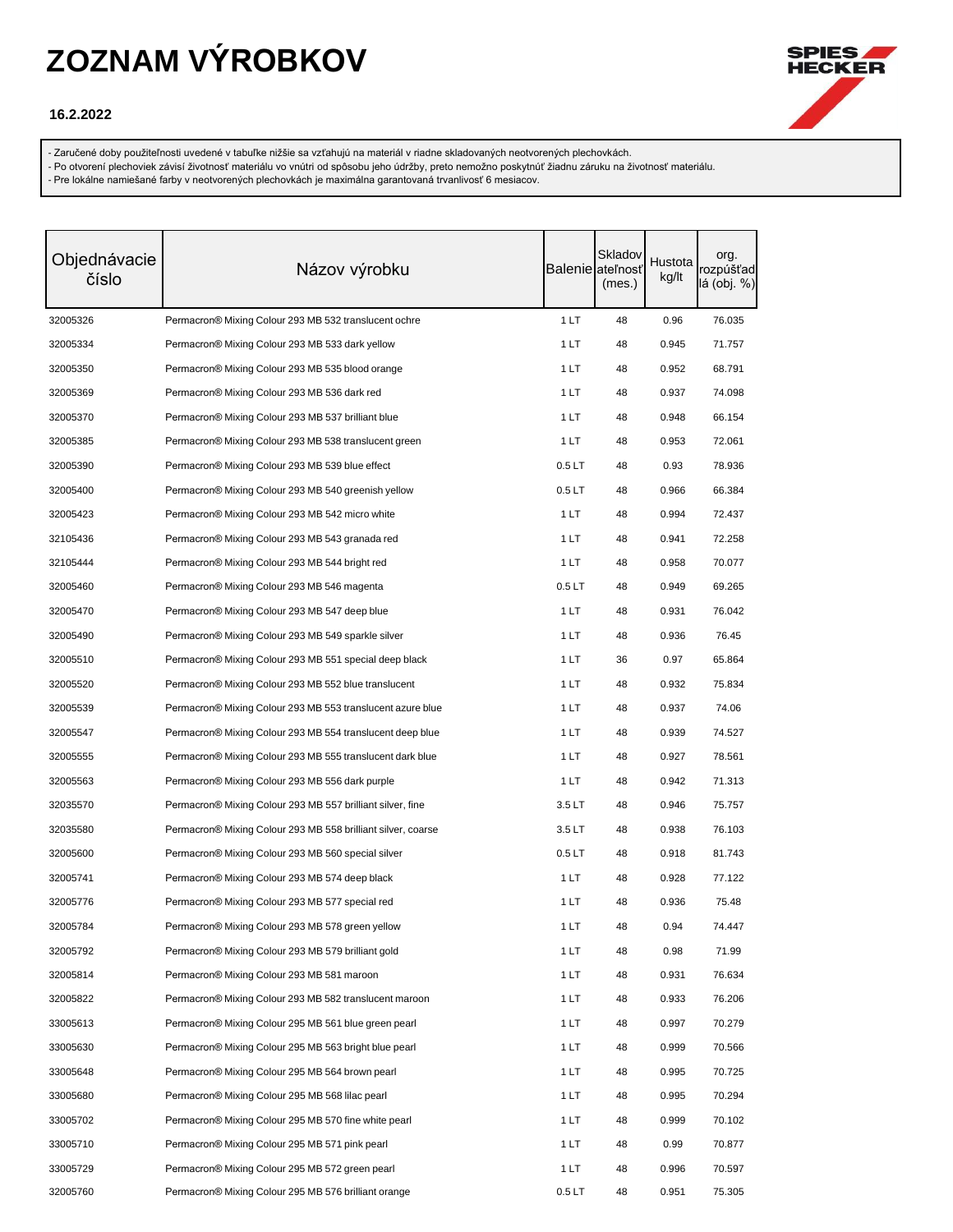# ZOZNAM VÝROBKOV

**16.2.2022**

- Zaručené doby použiteľnosti uvedené v tabuľke nižšie sa vzťahujú na materiál v riadne skladovaných neotvorených plechovkách.
- Po otvorení plechoviek závisí životnosť materiálu vo vnútri od spôsobu jeho údržby, preto nemožno poskytnúť žiadnu záruku na životnosť materiálu.
- Pre lokálne namiešané farby v neotvorených plechovkách je maximálna garantovaná trvanlivosť 6 mesiacov.

| Objednávacie číslo | Názov výrobku | Balenie | Skladovateľnosť (mes.) | Hustota kg/lt | org. rozpúšťadlá (obj. %) |
|---|---|---|---|---|---|
| 32005326 | Permacron® Mixing Colour 293 MB 532 translucent ochre | 1 LT | 48 | 0.96 | 76.035 |
| 32005334 | Permacron® Mixing Colour 293 MB 533 dark yellow | 1 LT | 48 | 0.945 | 71.757 |
| 32005350 | Permacron® Mixing Colour 293 MB 535 blood orange | 1 LT | 48 | 0.952 | 68.791 |
| 32005369 | Permacron® Mixing Colour 293 MB 536 dark red | 1 LT | 48 | 0.937 | 74.098 |
| 32005370 | Permacron® Mixing Colour 293 MB 537 brilliant blue | 1 LT | 48 | 0.948 | 66.154 |
| 32005385 | Permacron® Mixing Colour 293 MB 538 translucent green | 1 LT | 48 | 0.953 | 72.061 |
| 32005390 | Permacron® Mixing Colour 293 MB 539 blue effect | 0.5 LT | 48 | 0.93 | 78.936 |
| 32005400 | Permacron® Mixing Colour 293 MB 540 greenish yellow | 0.5 LT | 48 | 0.966 | 66.384 |
| 32005423 | Permacron® Mixing Colour 293 MB 542 micro white | 1 LT | 48 | 0.994 | 72.437 |
| 32105436 | Permacron® Mixing Colour 293 MB 543 granada red | 1 LT | 48 | 0.941 | 72.258 |
| 32105444 | Permacron® Mixing Colour 293 MB 544 bright red | 1 LT | 48 | 0.958 | 70.077 |
| 32005460 | Permacron® Mixing Colour 293 MB 546 magenta | 0.5 LT | 48 | 0.949 | 69.265 |
| 32005470 | Permacron® Mixing Colour 293 MB 547 deep blue | 1 LT | 48 | 0.931 | 76.042 |
| 32005490 | Permacron® Mixing Colour 293 MB 549 sparkle silver | 1 LT | 48 | 0.936 | 76.45 |
| 32005510 | Permacron® Mixing Colour 293 MB 551 special deep black | 1 LT | 36 | 0.97 | 65.864 |
| 32005520 | Permacron® Mixing Colour 293 MB 552 blue translucent | 1 LT | 48 | 0.932 | 75.834 |
| 32005539 | Permacron® Mixing Colour 293 MB 553 translucent azure blue | 1 LT | 48 | 0.937 | 74.06 |
| 32005547 | Permacron® Mixing Colour 293 MB 554 translucent deep blue | 1 LT | 48 | 0.939 | 74.527 |
| 32005555 | Permacron® Mixing Colour 293 MB 555 translucent dark blue | 1 LT | 48 | 0.927 | 78.561 |
| 32005563 | Permacron® Mixing Colour 293 MB 556 dark purple | 1 LT | 48 | 0.942 | 71.313 |
| 32035570 | Permacron® Mixing Colour 293 MB 557 brilliant silver, fine | 3.5 LT | 48 | 0.946 | 75.757 |
| 32035580 | Permacron® Mixing Colour 293 MB 558 brilliant silver, coarse | 3.5 LT | 48 | 0.938 | 76.103 |
| 32005600 | Permacron® Mixing Colour 293 MB 560 special silver | 0.5 LT | 48 | 0.918 | 81.743 |
| 32005741 | Permacron® Mixing Colour 293 MB 574 deep black | 1 LT | 48 | 0.928 | 77.122 |
| 32005776 | Permacron® Mixing Colour 293 MB 577 special red | 1 LT | 48 | 0.936 | 75.48 |
| 32005784 | Permacron® Mixing Colour 293 MB 578 green yellow | 1 LT | 48 | 0.94 | 74.447 |
| 32005792 | Permacron® Mixing Colour 293 MB 579 brilliant gold | 1 LT | 48 | 0.98 | 71.99 |
| 32005814 | Permacron® Mixing Colour 293 MB 581 maroon | 1 LT | 48 | 0.931 | 76.634 |
| 32005822 | Permacron® Mixing Colour 293 MB 582 translucent maroon | 1 LT | 48 | 0.933 | 76.206 |
| 33005613 | Permacron® Mixing Colour 295 MB 561 blue green pearl | 1 LT | 48 | 0.997 | 70.279 |
| 33005630 | Permacron® Mixing Colour 295 MB 563 bright blue pearl | 1 LT | 48 | 0.999 | 70.566 |
| 33005648 | Permacron® Mixing Colour 295 MB 564 brown pearl | 1 LT | 48 | 0.995 | 70.725 |
| 33005680 | Permacron® Mixing Colour 295 MB 568 lilac pearl | 1 LT | 48 | 0.995 | 70.294 |
| 33005702 | Permacron® Mixing Colour 295 MB 570 fine white pearl | 1 LT | 48 | 0.999 | 70.102 |
| 33005710 | Permacron® Mixing Colour 295 MB 571 pink pearl | 1 LT | 48 | 0.99 | 70.877 |
| 33005729 | Permacron® Mixing Colour 295 MB 572 green pearl | 1 LT | 48 | 0.996 | 70.597 |
| 32005760 | Permacron® Mixing Colour 295 MB 576 brilliant orange | 0.5 LT | 48 | 0.951 | 75.305 |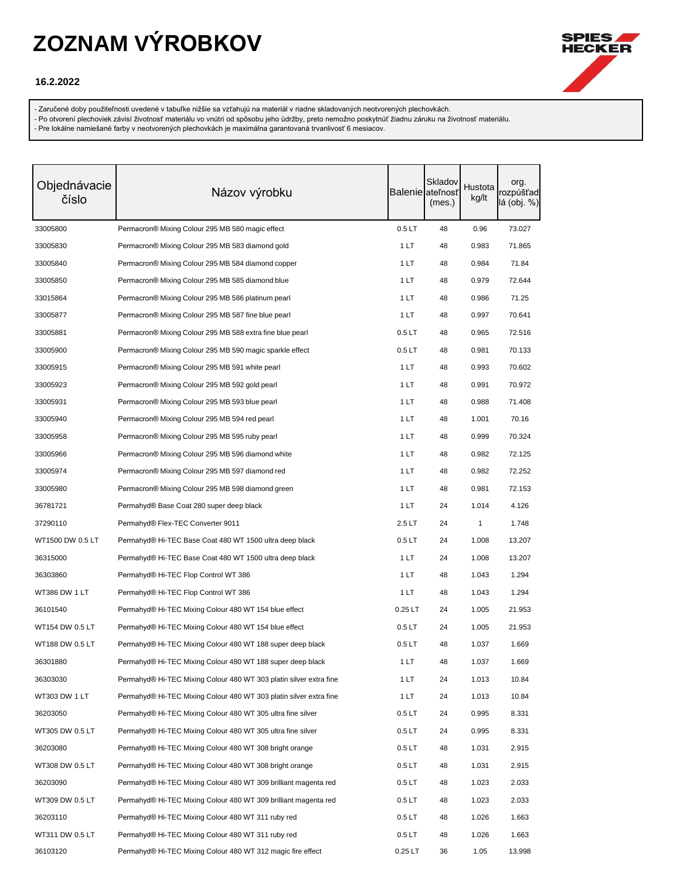# ZOZNAM VÝROBKOV

**16.2.2022**

- Zaručené doby použiteľnosti uvedené v tabuľke nižšie sa vzťahujú na materiál v riadne skladovaných neotvorených plechovkách.
- Po otvorení plechoviek závisí životnosť materiálu vo vnútri od spôsobu jeho údržby, preto nemožno poskytnúť žiadnu záruku na životnosť materiálu.
- Pre lokálne namiešané farby v neotvorených plechovkách je maximálna garantovaná trvanlivosť 6 mesiacov.

| Objednávacie číslo | Názov výrobku | Balenie | Skladovateľnosť (mes.) | Hustota kg/lt | org. rozpúšťadlá (obj. %) |
|---|---|---|---|---|---|
| 33005800 | Permacron® Mixing Colour 295 MB 580 magic effect | 0.5 LT | 48 | 0.96 | 73.027 |
| 33005830 | Permacron® Mixing Colour 295 MB 583 diamond gold | 1 LT | 48 | 0.983 | 71.865 |
| 33005840 | Permacron® Mixing Colour 295 MB 584 diamond copper | 1 LT | 48 | 0.984 | 71.84 |
| 33005850 | Permacron® Mixing Colour 295 MB 585 diamond blue | 1 LT | 48 | 0.979 | 72.644 |
| 33015864 | Permacron® Mixing Colour 295 MB 586 platinum pearl | 1 LT | 48 | 0.986 | 71.25 |
| 33005877 | Permacron® Mixing Colour 295 MB 587 fine blue pearl | 1 LT | 48 | 0.997 | 70.641 |
| 33005881 | Permacron® Mixing Colour 295 MB 588 extra fine blue pearl | 0.5 LT | 48 | 0.965 | 72.516 |
| 33005900 | Permacron® Mixing Colour 295 MB 590 magic sparkle effect | 0.5 LT | 48 | 0.981 | 70.133 |
| 33005915 | Permacron® Mixing Colour 295 MB 591 white pearl | 1 LT | 48 | 0.993 | 70.602 |
| 33005923 | Permacron® Mixing Colour 295 MB 592 gold pearl | 1 LT | 48 | 0.991 | 70.972 |
| 33005931 | Permacron® Mixing Colour 295 MB 593 blue pearl | 1 LT | 48 | 0.988 | 71.408 |
| 33005940 | Permacron® Mixing Colour 295 MB 594 red pearl | 1 LT | 48 | 1.001 | 70.16 |
| 33005958 | Permacron® Mixing Colour 295 MB 595 ruby pearl | 1 LT | 48 | 0.999 | 70.324 |
| 33005966 | Permacron® Mixing Colour 295 MB 596 diamond white | 1 LT | 48 | 0.982 | 72.125 |
| 33005974 | Permacron® Mixing Colour 295 MB 597 diamond red | 1 LT | 48 | 0.982 | 72.252 |
| 33005980 | Permacron® Mixing Colour 295 MB 598 diamond green | 1 LT | 48 | 0.981 | 72.153 |
| 36781721 | Permahyd® Base Coat 280 super deep black | 1 LT | 24 | 1.014 | 4.126 |
| 37290110 | Permahyd® Flex-TEC Converter 9011 | 2.5 LT | 24 | 1 | 1.748 |
| WT1500 DW 0.5 LT | Permahyd® Hi-TEC Base Coat 480 WT 1500 ultra deep black | 0.5 LT | 24 | 1.008 | 13.207 |
| 36315000 | Permahyd® Hi-TEC Base Coat 480 WT 1500 ultra deep black | 1 LT | 24 | 1.008 | 13.207 |
| 36303860 | Permahyd® Hi-TEC Flop Control WT 386 | 1 LT | 48 | 1.043 | 1.294 |
| WT386 DW 1 LT | Permahyd® Hi-TEC Flop Control WT 386 | 1 LT | 48 | 1.043 | 1.294 |
| 36101540 | Permahyd® Hi-TEC Mixing Colour 480 WT 154 blue effect | 0.25 LT | 24 | 1.005 | 21.953 |
| WT154 DW 0.5 LT | Permahyd® Hi-TEC Mixing Colour 480 WT 154 blue effect | 0.5 LT | 24 | 1.005 | 21.953 |
| WT188 DW 0.5 LT | Permahyd® Hi-TEC Mixing Colour 480 WT 188 super deep black | 0.5 LT | 48 | 1.037 | 1.669 |
| 36301880 | Permahyd® Hi-TEC Mixing Colour 480 WT 188 super deep black | 1 LT | 48 | 1.037 | 1.669 |
| 36303030 | Permahyd® Hi-TEC Mixing Colour 480 WT 303 platin silver extra fine | 1 LT | 24 | 1.013 | 10.84 |
| WT303 DW 1 LT | Permahyd® Hi-TEC Mixing Colour 480 WT 303 platin silver extra fine | 1 LT | 24 | 1.013 | 10.84 |
| 36203050 | Permahyd® Hi-TEC Mixing Colour 480 WT 305 ultra fine silver | 0.5 LT | 24 | 0.995 | 8.331 |
| WT305 DW 0.5 LT | Permahyd® Hi-TEC Mixing Colour 480 WT 305 ultra fine silver | 0.5 LT | 24 | 0.995 | 8.331 |
| 36203080 | Permahyd® Hi-TEC Mixing Colour 480 WT 308 bright orange | 0.5 LT | 48 | 1.031 | 2.915 |
| WT308 DW 0.5 LT | Permahyd® Hi-TEC Mixing Colour 480 WT 308 bright orange | 0.5 LT | 48 | 1.031 | 2.915 |
| 36203090 | Permahyd® Hi-TEC Mixing Colour 480 WT 309 brilliant magenta red | 0.5 LT | 48 | 1.023 | 2.033 |
| WT309 DW 0.5 LT | Permahyd® Hi-TEC Mixing Colour 480 WT 309 brilliant magenta red | 0.5 LT | 48 | 1.023 | 2.033 |
| 36203110 | Permahyd® Hi-TEC Mixing Colour 480 WT 311 ruby red | 0.5 LT | 48 | 1.026 | 1.663 |
| WT311 DW 0.5 LT | Permahyd® Hi-TEC Mixing Colour 480 WT 311 ruby red | 0.5 LT | 48 | 1.026 | 1.663 |
| 36103120 | Permahyd® Hi-TEC Mixing Colour 480 WT 312 magic fire effect | 0.25 LT | 36 | 1.05 | 13.998 |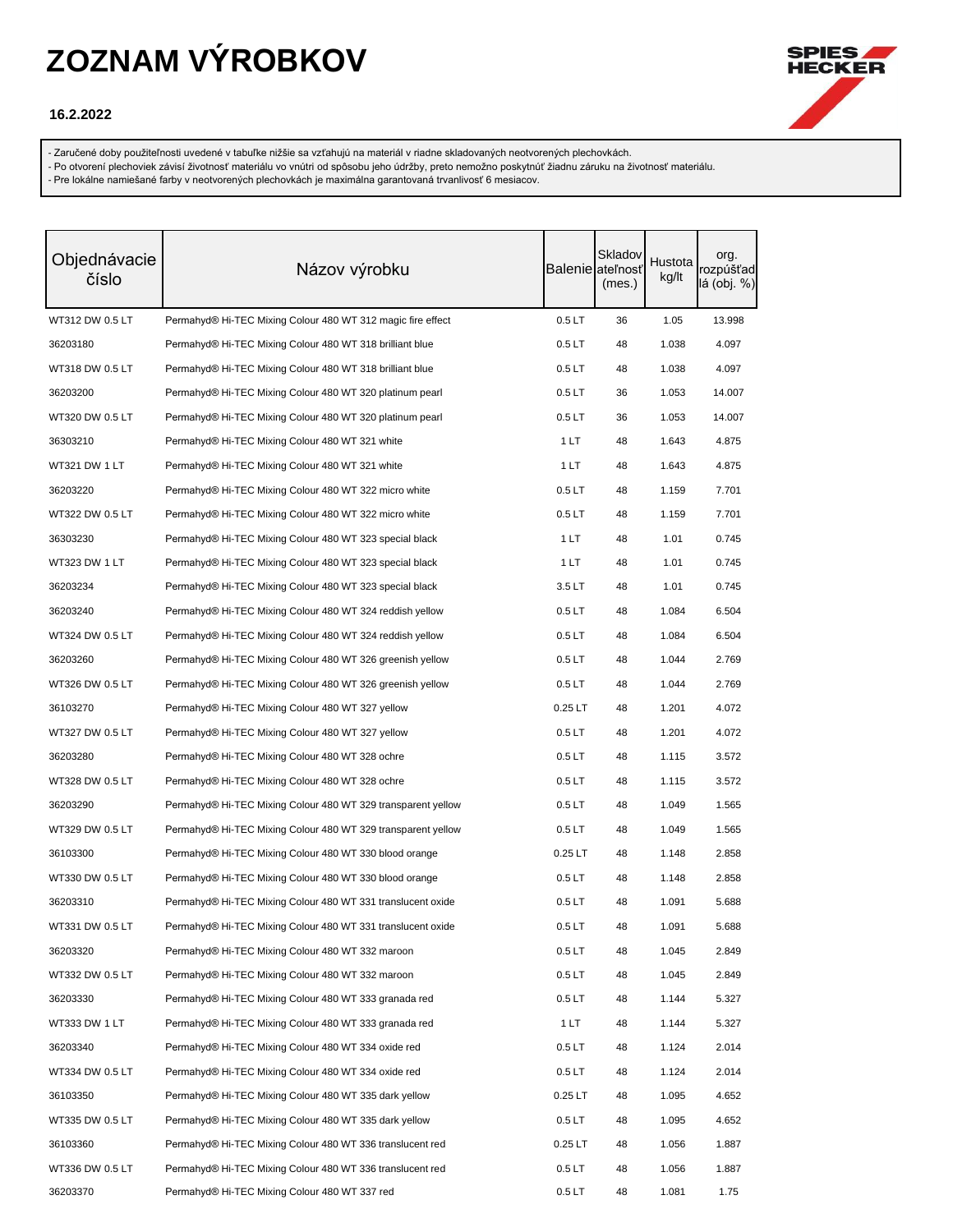# ZOZNAM VÝROBKOV

**16.2.2022**

- Zaručené doby použiteľnosti uvedené v tabuľke nižšie sa vzťahujú na materiál v riadne skladovaných neotvorených plechovkách.
- Po otvorení plechoviek závisí životnosť materiálu vo vnútri od spôsobu jeho údržby, preto nemožno poskytnúť žiadnu záruku na životnosť materiálu.
- Pre lokálne namiešané farby v neotvorených plechovkách je maximálna garantovaná trvanlivosť 6 mesiacov.

| Objednávacie číslo | Názov výrobku | Balenie | Skladovateľnosť (mes.) | Hustota kg/lt | org. rozpúšťadlá (obj. %) |
|---|---|---|---|---|---|
| WT312 DW 0.5 LT | Permahyd® Hi-TEC Mixing Colour 480 WT 312 magic fire effect | 0.5 LT | 36 | 1.05 | 13.998 |
| 36203180 | Permahyd® Hi-TEC Mixing Colour 480 WT 318 brilliant blue | 0.5 LT | 48 | 1.038 | 4.097 |
| WT318 DW 0.5 LT | Permahyd® Hi-TEC Mixing Colour 480 WT 318 brilliant blue | 0.5 LT | 48 | 1.038 | 4.097 |
| 36203200 | Permahyd® Hi-TEC Mixing Colour 480 WT 320 platinum pearl | 0.5 LT | 36 | 1.053 | 14.007 |
| WT320 DW 0.5 LT | Permahyd® Hi-TEC Mixing Colour 480 WT 320 platinum pearl | 0.5 LT | 36 | 1.053 | 14.007 |
| 36303210 | Permahyd® Hi-TEC Mixing Colour 480 WT 321 white | 1 LT | 48 | 1.643 | 4.875 |
| WT321 DW 1 LT | Permahyd® Hi-TEC Mixing Colour 480 WT 321 white | 1 LT | 48 | 1.643 | 4.875 |
| 36203220 | Permahyd® Hi-TEC Mixing Colour 480 WT 322 micro white | 0.5 LT | 48 | 1.159 | 7.701 |
| WT322 DW 0.5 LT | Permahyd® Hi-TEC Mixing Colour 480 WT 322 micro white | 0.5 LT | 48 | 1.159 | 7.701 |
| 36303230 | Permahyd® Hi-TEC Mixing Colour 480 WT 323 special black | 1 LT | 48 | 1.01 | 0.745 |
| WT323 DW 1 LT | Permahyd® Hi-TEC Mixing Colour 480 WT 323 special black | 1 LT | 48 | 1.01 | 0.745 |
| 36203234 | Permahyd® Hi-TEC Mixing Colour 480 WT 323 special black | 3.5 LT | 48 | 1.01 | 0.745 |
| 36203240 | Permahyd® Hi-TEC Mixing Colour 480 WT 324 reddish yellow | 0.5 LT | 48 | 1.084 | 6.504 |
| WT324 DW 0.5 LT | Permahyd® Hi-TEC Mixing Colour 480 WT 324 reddish yellow | 0.5 LT | 48 | 1.084 | 6.504 |
| 36203260 | Permahyd® Hi-TEC Mixing Colour 480 WT 326 greenish yellow | 0.5 LT | 48 | 1.044 | 2.769 |
| WT326 DW 0.5 LT | Permahyd® Hi-TEC Mixing Colour 480 WT 326 greenish yellow | 0.5 LT | 48 | 1.044 | 2.769 |
| 36103270 | Permahyd® Hi-TEC Mixing Colour 480 WT 327 yellow | 0.25 LT | 48 | 1.201 | 4.072 |
| WT327 DW 0.5 LT | Permahyd® Hi-TEC Mixing Colour 480 WT 327 yellow | 0.5 LT | 48 | 1.201 | 4.072 |
| 36203280 | Permahyd® Hi-TEC Mixing Colour 480 WT 328 ochre | 0.5 LT | 48 | 1.115 | 3.572 |
| WT328 DW 0.5 LT | Permahyd® Hi-TEC Mixing Colour 480 WT 328 ochre | 0.5 LT | 48 | 1.115 | 3.572 |
| 36203290 | Permahyd® Hi-TEC Mixing Colour 480 WT 329 transparent yellow | 0.5 LT | 48 | 1.049 | 1.565 |
| WT329 DW 0.5 LT | Permahyd® Hi-TEC Mixing Colour 480 WT 329 transparent yellow | 0.5 LT | 48 | 1.049 | 1.565 |
| 36103300 | Permahyd® Hi-TEC Mixing Colour 480 WT 330 blood orange | 0.25 LT | 48 | 1.148 | 2.858 |
| WT330 DW 0.5 LT | Permahyd® Hi-TEC Mixing Colour 480 WT 330 blood orange | 0.5 LT | 48 | 1.148 | 2.858 |
| 36203310 | Permahyd® Hi-TEC Mixing Colour 480 WT 331 translucent oxide | 0.5 LT | 48 | 1.091 | 5.688 |
| WT331 DW 0.5 LT | Permahyd® Hi-TEC Mixing Colour 480 WT 331 translucent oxide | 0.5 LT | 48 | 1.091 | 5.688 |
| 36203320 | Permahyd® Hi-TEC Mixing Colour 480 WT 332 maroon | 0.5 LT | 48 | 1.045 | 2.849 |
| WT332 DW 0.5 LT | Permahyd® Hi-TEC Mixing Colour 480 WT 332 maroon | 0.5 LT | 48 | 1.045 | 2.849 |
| 36203330 | Permahyd® Hi-TEC Mixing Colour 480 WT 333 granada red | 0.5 LT | 48 | 1.144 | 5.327 |
| WT333 DW 1 LT | Permahyd® Hi-TEC Mixing Colour 480 WT 333 granada red | 1 LT | 48 | 1.144 | 5.327 |
| 36203340 | Permahyd® Hi-TEC Mixing Colour 480 WT 334 oxide red | 0.5 LT | 48 | 1.124 | 2.014 |
| WT334 DW 0.5 LT | Permahyd® Hi-TEC Mixing Colour 480 WT 334 oxide red | 0.5 LT | 48 | 1.124 | 2.014 |
| 36103350 | Permahyd® Hi-TEC Mixing Colour 480 WT 335 dark yellow | 0.25 LT | 48 | 1.095 | 4.652 |
| WT335 DW 0.5 LT | Permahyd® Hi-TEC Mixing Colour 480 WT 335 dark yellow | 0.5 LT | 48 | 1.095 | 4.652 |
| 36103360 | Permahyd® Hi-TEC Mixing Colour 480 WT 336 translucent red | 0.25 LT | 48 | 1.056 | 1.887 |
| WT336 DW 0.5 LT | Permahyd® Hi-TEC Mixing Colour 480 WT 336 translucent red | 0.5 LT | 48 | 1.056 | 1.887 |
| 36203370 | Permahyd® Hi-TEC Mixing Colour 480 WT 337 red | 0.5 LT | 48 | 1.081 | 1.75 |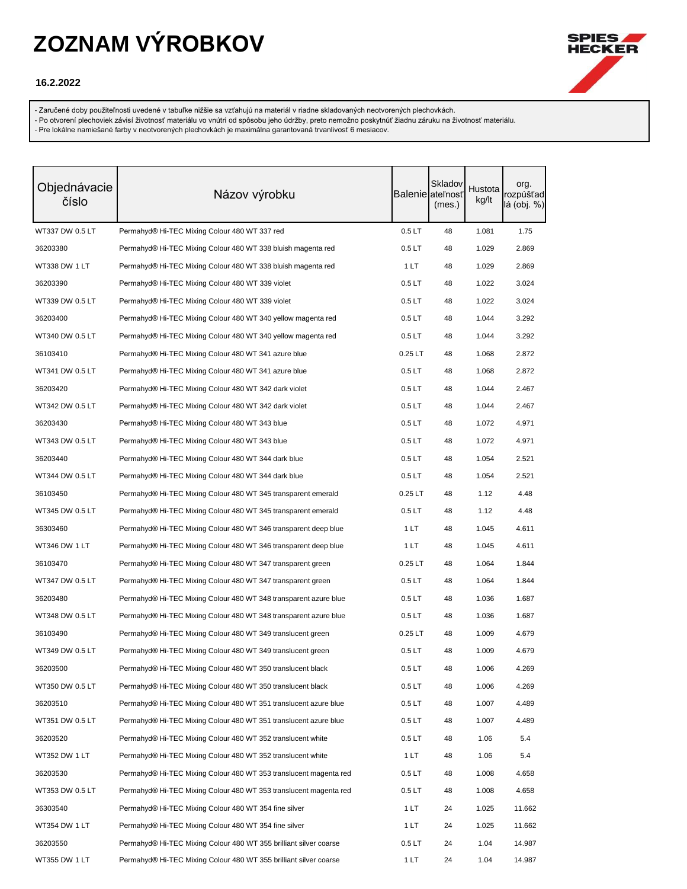# ZOZNAM VÝROBKOV

**16.2.2022**

- Zaručené doby použiteľnosti uvedené v tabuľke nižšie sa vzťahujú na materiál v riadne skladovaných neotvorených plechovkách.
- Po otvorení plechoviek závisí životnosť materiálu vo vnútri od spôsobu jeho údržby, preto nemožno poskytnúť žiadnu záruku na životnosť materiálu.
- Pre lokálne namiešané farby v neotvorených plechovkách je maximálna garantovaná trvanlivosť 6 mesiacov.

| Objednávacie číslo | Názov výrobku | Balenie | Skladovateľnosť (mes.) | Hustota kg/lt | org. rozpúšťadlá (obj. %) |
|---|---|---|---|---|---|
| WT337 DW 0.5 LT | Permahyd® Hi-TEC Mixing Colour 480 WT 337 red | 0.5 LT | 48 | 1.081 | 1.75 |
| 36203380 | Permahyd® Hi-TEC Mixing Colour 480 WT 338 bluish magenta red | 0.5 LT | 48 | 1.029 | 2.869 |
| WT338 DW 1 LT | Permahyd® Hi-TEC Mixing Colour 480 WT 338 bluish magenta red | 1 LT | 48 | 1.029 | 2.869 |
| 36203390 | Permahyd® Hi-TEC Mixing Colour 480 WT 339 violet | 0.5 LT | 48 | 1.022 | 3.024 |
| WT339 DW 0.5 LT | Permahyd® Hi-TEC Mixing Colour 480 WT 339 violet | 0.5 LT | 48 | 1.022 | 3.024 |
| 36203400 | Permahyd® Hi-TEC Mixing Colour 480 WT 340 yellow magenta red | 0.5 LT | 48 | 1.044 | 3.292 |
| WT340 DW 0.5 LT | Permahyd® Hi-TEC Mixing Colour 480 WT 340 yellow magenta red | 0.5 LT | 48 | 1.044 | 3.292 |
| 36103410 | Permahyd® Hi-TEC Mixing Colour 480 WT 341 azure blue | 0.25 LT | 48 | 1.068 | 2.872 |
| WT341 DW 0.5 LT | Permahyd® Hi-TEC Mixing Colour 480 WT 341 azure blue | 0.5 LT | 48 | 1.068 | 2.872 |
| 36203420 | Permahyd® Hi-TEC Mixing Colour 480 WT 342 dark violet | 0.5 LT | 48 | 1.044 | 2.467 |
| WT342 DW 0.5 LT | Permahyd® Hi-TEC Mixing Colour 480 WT 342 dark violet | 0.5 LT | 48 | 1.044 | 2.467 |
| 36203430 | Permahyd® Hi-TEC Mixing Colour 480 WT 343 blue | 0.5 LT | 48 | 1.072 | 4.971 |
| WT343 DW 0.5 LT | Permahyd® Hi-TEC Mixing Colour 480 WT 343 blue | 0.5 LT | 48 | 1.072 | 4.971 |
| 36203440 | Permahyd® Hi-TEC Mixing Colour 480 WT 344 dark blue | 0.5 LT | 48 | 1.054 | 2.521 |
| WT344 DW 0.5 LT | Permahyd® Hi-TEC Mixing Colour 480 WT 344 dark blue | 0.5 LT | 48 | 1.054 | 2.521 |
| 36103450 | Permahyd® Hi-TEC Mixing Colour 480 WT 345 transparent emerald | 0.25 LT | 48 | 1.12 | 4.48 |
| WT345 DW 0.5 LT | Permahyd® Hi-TEC Mixing Colour 480 WT 345 transparent emerald | 0.5 LT | 48 | 1.12 | 4.48 |
| 36303460 | Permahyd® Hi-TEC Mixing Colour 480 WT 346 transparent deep blue | 1 LT | 48 | 1.045 | 4.611 |
| WT346 DW 1 LT | Permahyd® Hi-TEC Mixing Colour 480 WT 346 transparent deep blue | 1 LT | 48 | 1.045 | 4.611 |
| 36103470 | Permahyd® Hi-TEC Mixing Colour 480 WT 347 transparent green | 0.25 LT | 48 | 1.064 | 1.844 |
| WT347 DW 0.5 LT | Permahyd® Hi-TEC Mixing Colour 480 WT 347 transparent green | 0.5 LT | 48 | 1.064 | 1.844 |
| 36203480 | Permahyd® Hi-TEC Mixing Colour 480 WT 348 transparent azure blue | 0.5 LT | 48 | 1.036 | 1.687 |
| WT348 DW 0.5 LT | Permahyd® Hi-TEC Mixing Colour 480 WT 348 transparent azure blue | 0.5 LT | 48 | 1.036 | 1.687 |
| 36103490 | Permahyd® Hi-TEC Mixing Colour 480 WT 349 translucent green | 0.25 LT | 48 | 1.009 | 4.679 |
| WT349 DW 0.5 LT | Permahyd® Hi-TEC Mixing Colour 480 WT 349 translucent green | 0.5 LT | 48 | 1.009 | 4.679 |
| 36203500 | Permahyd® Hi-TEC Mixing Colour 480 WT 350 translucent black | 0.5 LT | 48 | 1.006 | 4.269 |
| WT350 DW 0.5 LT | Permahyd® Hi-TEC Mixing Colour 480 WT 350 translucent black | 0.5 LT | 48 | 1.006 | 4.269 |
| 36203510 | Permahyd® Hi-TEC Mixing Colour 480 WT 351 translucent azure blue | 0.5 LT | 48 | 1.007 | 4.489 |
| WT351 DW 0.5 LT | Permahyd® Hi-TEC Mixing Colour 480 WT 351 translucent azure blue | 0.5 LT | 48 | 1.007 | 4.489 |
| 36203520 | Permahyd® Hi-TEC Mixing Colour 480 WT 352 translucent white | 0.5 LT | 48 | 1.06 | 5.4 |
| WT352 DW 1 LT | Permahyd® Hi-TEC Mixing Colour 480 WT 352 translucent white | 1 LT | 48 | 1.06 | 5.4 |
| 36203530 | Permahyd® Hi-TEC Mixing Colour 480 WT 353 translucent magenta red | 0.5 LT | 48 | 1.008 | 4.658 |
| WT353 DW 0.5 LT | Permahyd® Hi-TEC Mixing Colour 480 WT 353 translucent magenta red | 0.5 LT | 48 | 1.008 | 4.658 |
| 36303540 | Permahyd® Hi-TEC Mixing Colour 480 WT 354 fine silver | 1 LT | 24 | 1.025 | 11.662 |
| WT354 DW 1 LT | Permahyd® Hi-TEC Mixing Colour 480 WT 354 fine silver | 1 LT | 24 | 1.025 | 11.662 |
| 36203550 | Permahyd® Hi-TEC Mixing Colour 480 WT 355 brilliant silver coarse | 0.5 LT | 24 | 1.04 | 14.987 |
| WT355 DW 1 LT | Permahyd® Hi-TEC Mixing Colour 480 WT 355 brilliant silver coarse | 1 LT | 24 | 1.04 | 14.987 |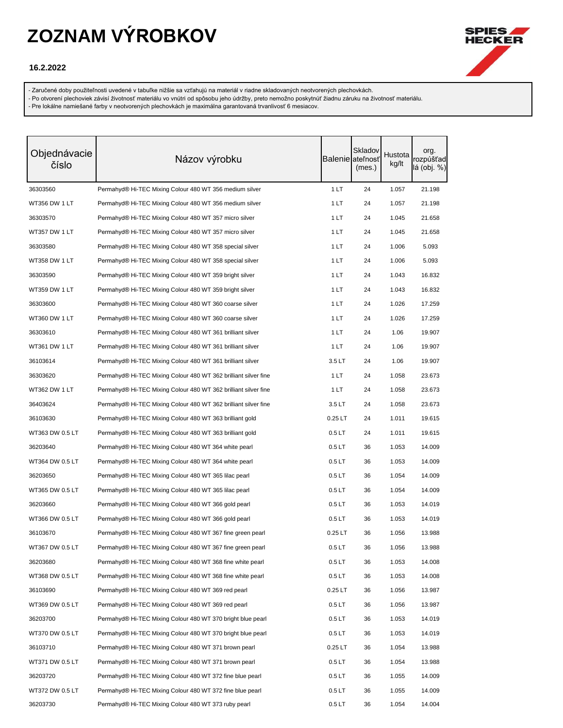# ZOZNAM VÝROBKOV

**16.2.2022**

- Zaručené doby použiteľnosti uvedené v tabuľke nižšie sa vzťahujú na materiál v riadne skladovaných neotvorených plechovkách.
- Po otvorení plechoviek závisí životnosť materiálu vo vnútri od spôsobu jeho údržby, preto nemožno poskytnúť žiadnu záruku na životnosť materiálu.
- Pre lokálne namiešané farby v neotvorených plechovkách je maximálna garantovaná trvanlivosť 6 mesiacov.

| Objednávacie číslo | Názov výrobku | Balenie | Skladovateľnosť (mes.) | Hustota kg/lt | org. rozpúšťadlá (obj. %) |
|---|---|---|---|---|---|
| 36303560 | Permahyd® Hi-TEC Mixing Colour 480 WT 356 medium silver | 1 LT | 24 | 1.057 | 21.198 |
| WT356 DW 1 LT | Permahyd® Hi-TEC Mixing Colour 480 WT 356 medium silver | 1 LT | 24 | 1.057 | 21.198 |
| 36303570 | Permahyd® Hi-TEC Mixing Colour 480 WT 357 micro silver | 1 LT | 24 | 1.045 | 21.658 |
| WT357 DW 1 LT | Permahyd® Hi-TEC Mixing Colour 480 WT 357 micro silver | 1 LT | 24 | 1.045 | 21.658 |
| 36303580 | Permahyd® Hi-TEC Mixing Colour 480 WT 358 special silver | 1 LT | 24 | 1.006 | 5.093 |
| WT358 DW 1 LT | Permahyd® Hi-TEC Mixing Colour 480 WT 358 special silver | 1 LT | 24 | 1.006 | 5.093 |
| 36303590 | Permahyd® Hi-TEC Mixing Colour 480 WT 359 bright silver | 1 LT | 24 | 1.043 | 16.832 |
| WT359 DW 1 LT | Permahyd® Hi-TEC Mixing Colour 480 WT 359 bright silver | 1 LT | 24 | 1.043 | 16.832 |
| 36303600 | Permahyd® Hi-TEC Mixing Colour 480 WT 360 coarse silver | 1 LT | 24 | 1.026 | 17.259 |
| WT360 DW 1 LT | Permahyd® Hi-TEC Mixing Colour 480 WT 360 coarse silver | 1 LT | 24 | 1.026 | 17.259 |
| 36303610 | Permahyd® Hi-TEC Mixing Colour 480 WT 361 brilliant silver | 1 LT | 24 | 1.06 | 19.907 |
| WT361 DW 1 LT | Permahyd® Hi-TEC Mixing Colour 480 WT 361 brilliant silver | 1 LT | 24 | 1.06 | 19.907 |
| 36103614 | Permahyd® Hi-TEC Mixing Colour 480 WT 361 brilliant silver | 3.5 LT | 24 | 1.06 | 19.907 |
| 36303620 | Permahyd® Hi-TEC Mixing Colour 480 WT 362 brilliant silver fine | 1 LT | 24 | 1.058 | 23.673 |
| WT362 DW 1 LT | Permahyd® Hi-TEC Mixing Colour 480 WT 362 brilliant silver fine | 1 LT | 24 | 1.058 | 23.673 |
| 36403624 | Permahyd® Hi-TEC Mixing Colour 480 WT 362 brilliant silver fine | 3.5 LT | 24 | 1.058 | 23.673 |
| 36103630 | Permahyd® Hi-TEC Mixing Colour 480 WT 363 brilliant gold | 0.25 LT | 24 | 1.011 | 19.615 |
| WT363 DW 0.5 LT | Permahyd® Hi-TEC Mixing Colour 480 WT 363 brilliant gold | 0.5 LT | 24 | 1.011 | 19.615 |
| 36203640 | Permahyd® Hi-TEC Mixing Colour 480 WT 364 white pearl | 0.5 LT | 36 | 1.053 | 14.009 |
| WT364 DW 0.5 LT | Permahyd® Hi-TEC Mixing Colour 480 WT 364 white pearl | 0.5 LT | 36 | 1.053 | 14.009 |
| 36203650 | Permahyd® Hi-TEC Mixing Colour 480 WT 365 lilac pearl | 0.5 LT | 36 | 1.054 | 14.009 |
| WT365 DW 0.5 LT | Permahyd® Hi-TEC Mixing Colour 480 WT 365 lilac pearl | 0.5 LT | 36 | 1.054 | 14.009 |
| 36203660 | Permahyd® Hi-TEC Mixing Colour 480 WT 366 gold pearl | 0.5 LT | 36 | 1.053 | 14.019 |
| WT366 DW 0.5 LT | Permahyd® Hi-TEC Mixing Colour 480 WT 366 gold pearl | 0.5 LT | 36 | 1.053 | 14.019 |
| 36103670 | Permahyd® Hi-TEC Mixing Colour 480 WT 367 fine green pearl | 0.25 LT | 36 | 1.056 | 13.988 |
| WT367 DW 0.5 LT | Permahyd® Hi-TEC Mixing Colour 480 WT 367 fine green pearl | 0.5 LT | 36 | 1.056 | 13.988 |
| 36203680 | Permahyd® Hi-TEC Mixing Colour 480 WT 368 fine white pearl | 0.5 LT | 36 | 1.053 | 14.008 |
| WT368 DW 0.5 LT | Permahyd® Hi-TEC Mixing Colour 480 WT 368 fine white pearl | 0.5 LT | 36 | 1.053 | 14.008 |
| 36103690 | Permahyd® Hi-TEC Mixing Colour 480 WT 369 red pearl | 0.25 LT | 36 | 1.056 | 13.987 |
| WT369 DW 0.5 LT | Permahyd® Hi-TEC Mixing Colour 480 WT 369 red pearl | 0.5 LT | 36 | 1.056 | 13.987 |
| 36203700 | Permahyd® Hi-TEC Mixing Colour 480 WT 370 bright blue pearl | 0.5 LT | 36 | 1.053 | 14.019 |
| WT370 DW 0.5 LT | Permahyd® Hi-TEC Mixing Colour 480 WT 370 bright blue pearl | 0.5 LT | 36 | 1.053 | 14.019 |
| 36103710 | Permahyd® Hi-TEC Mixing Colour 480 WT 371 brown pearl | 0.25 LT | 36 | 1.054 | 13.988 |
| WT371 DW 0.5 LT | Permahyd® Hi-TEC Mixing Colour 480 WT 371 brown pearl | 0.5 LT | 36 | 1.054 | 13.988 |
| 36203720 | Permahyd® Hi-TEC Mixing Colour 480 WT 372 fine blue pearl | 0.5 LT | 36 | 1.055 | 14.009 |
| WT372 DW 0.5 LT | Permahyd® Hi-TEC Mixing Colour 480 WT 372 fine blue pearl | 0.5 LT | 36 | 1.055 | 14.009 |
| 36203730 | Permahyd® Hi-TEC Mixing Colour 480 WT 373 ruby pearl | 0.5 LT | 36 | 1.054 | 14.004 |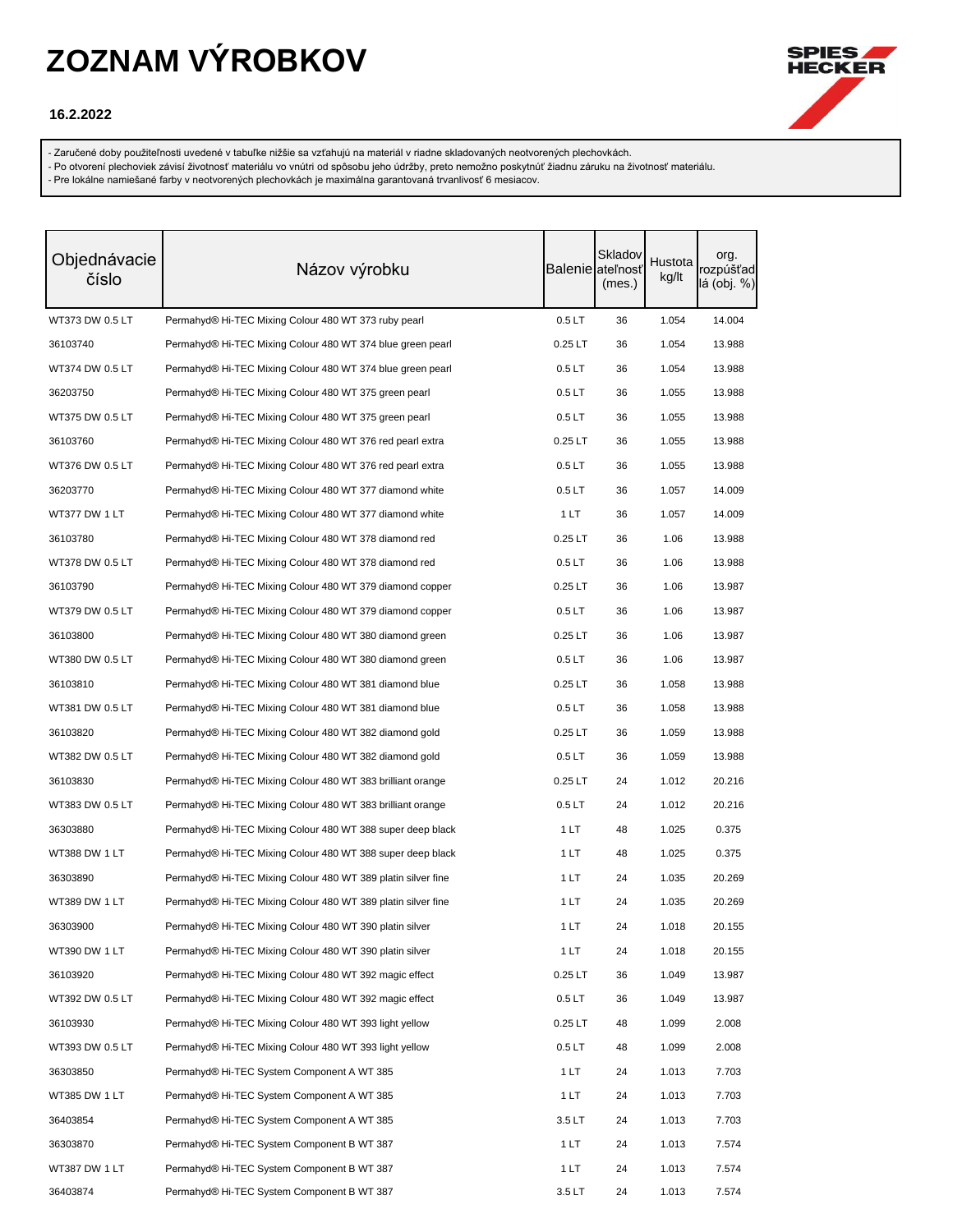# ZOZNAM VÝROBKOV

**16.2.2022**

- Zaručené doby použiteľnosti uvedené v tabuľke nižšie sa vzťahujú na materiál v riadne skladovaných neotvorených plechovkách.
- Po otvorení plechoviek závisí životnosť materiálu vo vnútri od spôsobu jeho údržby, preto nemožno poskytnúť žiadnu záruku na životnosť materiálu.
- Pre lokálne namiešané farby v neotvorených plechovkách je maximálna garantovaná trvanlivosť 6 mesiacov.

| Objednávacie číslo | Názov výrobku | Balenie | Skladovateľnosť (mes.) | Hustota kg/lt | org. rozpúšťadlá (obj. %) |
|---|---|---|---|---|---|
| WT373 DW 0.5 LT | Permahyd® Hi-TEC Mixing Colour 480 WT 373 ruby pearl | 0.5 LT | 36 | 1.054 | 14.004 |
| 36103740 | Permahyd® Hi-TEC Mixing Colour 480 WT 374 blue green pearl | 0.25 LT | 36 | 1.054 | 13.988 |
| WT374 DW 0.5 LT | Permahyd® Hi-TEC Mixing Colour 480 WT 374 blue green pearl | 0.5 LT | 36 | 1.054 | 13.988 |
| 36203750 | Permahyd® Hi-TEC Mixing Colour 480 WT 375 green pearl | 0.5 LT | 36 | 1.055 | 13.988 |
| WT375 DW 0.5 LT | Permahyd® Hi-TEC Mixing Colour 480 WT 375 green pearl | 0.5 LT | 36 | 1.055 | 13.988 |
| 36103760 | Permahyd® Hi-TEC Mixing Colour 480 WT 376 red pearl extra | 0.25 LT | 36 | 1.055 | 13.988 |
| WT376 DW 0.5 LT | Permahyd® Hi-TEC Mixing Colour 480 WT 376 red pearl extra | 0.5 LT | 36 | 1.055 | 13.988 |
| 36203770 | Permahyd® Hi-TEC Mixing Colour 480 WT 377 diamond white | 0.5 LT | 36 | 1.057 | 14.009 |
| WT377 DW 1 LT | Permahyd® Hi-TEC Mixing Colour 480 WT 377 diamond white | 1 LT | 36 | 1.057 | 14.009 |
| 36103780 | Permahyd® Hi-TEC Mixing Colour 480 WT 378 diamond red | 0.25 LT | 36 | 1.06 | 13.988 |
| WT378 DW 0.5 LT | Permahyd® Hi-TEC Mixing Colour 480 WT 378 diamond red | 0.5 LT | 36 | 1.06 | 13.988 |
| 36103790 | Permahyd® Hi-TEC Mixing Colour 480 WT 379 diamond copper | 0.25 LT | 36 | 1.06 | 13.987 |
| WT379 DW 0.5 LT | Permahyd® Hi-TEC Mixing Colour 480 WT 379 diamond copper | 0.5 LT | 36 | 1.06 | 13.987 |
| 36103800 | Permahyd® Hi-TEC Mixing Colour 480 WT 380 diamond green | 0.25 LT | 36 | 1.06 | 13.987 |
| WT380 DW 0.5 LT | Permahyd® Hi-TEC Mixing Colour 480 WT 380 diamond green | 0.5 LT | 36 | 1.06 | 13.987 |
| 36103810 | Permahyd® Hi-TEC Mixing Colour 480 WT 381 diamond blue | 0.25 LT | 36 | 1.058 | 13.988 |
| WT381 DW 0.5 LT | Permahyd® Hi-TEC Mixing Colour 480 WT 381 diamond blue | 0.5 LT | 36 | 1.058 | 13.988 |
| 36103820 | Permahyd® Hi-TEC Mixing Colour 480 WT 382 diamond gold | 0.25 LT | 36 | 1.059 | 13.988 |
| WT382 DW 0.5 LT | Permahyd® Hi-TEC Mixing Colour 480 WT 382 diamond gold | 0.5 LT | 36 | 1.059 | 13.988 |
| 36103830 | Permahyd® Hi-TEC Mixing Colour 480 WT 383 brilliant orange | 0.25 LT | 24 | 1.012 | 20.216 |
| WT383 DW 0.5 LT | Permahyd® Hi-TEC Mixing Colour 480 WT 383 brilliant orange | 0.5 LT | 24 | 1.012 | 20.216 |
| 36303880 | Permahyd® Hi-TEC Mixing Colour 480 WT 388 super deep black | 1 LT | 48 | 1.025 | 0.375 |
| WT388 DW 1 LT | Permahyd® Hi-TEC Mixing Colour 480 WT 388 super deep black | 1 LT | 48 | 1.025 | 0.375 |
| 36303890 | Permahyd® Hi-TEC Mixing Colour 480 WT 389 platin silver fine | 1 LT | 24 | 1.035 | 20.269 |
| WT389 DW 1 LT | Permahyd® Hi-TEC Mixing Colour 480 WT 389 platin silver fine | 1 LT | 24 | 1.035 | 20.269 |
| 36303900 | Permahyd® Hi-TEC Mixing Colour 480 WT 390 platin silver | 1 LT | 24 | 1.018 | 20.155 |
| WT390 DW 1 LT | Permahyd® Hi-TEC Mixing Colour 480 WT 390 platin silver | 1 LT | 24 | 1.018 | 20.155 |
| 36103920 | Permahyd® Hi-TEC Mixing Colour 480 WT 392 magic effect | 0.25 LT | 36 | 1.049 | 13.987 |
| WT392 DW 0.5 LT | Permahyd® Hi-TEC Mixing Colour 480 WT 392 magic effect | 0.5 LT | 36 | 1.049 | 13.987 |
| 36103930 | Permahyd® Hi-TEC Mixing Colour 480 WT 393 light yellow | 0.25 LT | 48 | 1.099 | 2.008 |
| WT393 DW 0.5 LT | Permahyd® Hi-TEC Mixing Colour 480 WT 393 light yellow | 0.5 LT | 48 | 1.099 | 2.008 |
| 36303850 | Permahyd® Hi-TEC System Component A WT 385 | 1 LT | 24 | 1.013 | 7.703 |
| WT385 DW 1 LT | Permahyd® Hi-TEC System Component A WT 385 | 1 LT | 24 | 1.013 | 7.703 |
| 36403854 | Permahyd® Hi-TEC System Component A WT 385 | 3.5 LT | 24 | 1.013 | 7.703 |
| 36303870 | Permahyd® Hi-TEC System Component B WT 387 | 1 LT | 24 | 1.013 | 7.574 |
| WT387 DW 1 LT | Permahyd® Hi-TEC System Component B WT 387 | 1 LT | 24 | 1.013 | 7.574 |
| 36403874 | Permahyd® Hi-TEC System Component B WT 387 | 3.5 LT | 24 | 1.013 | 7.574 |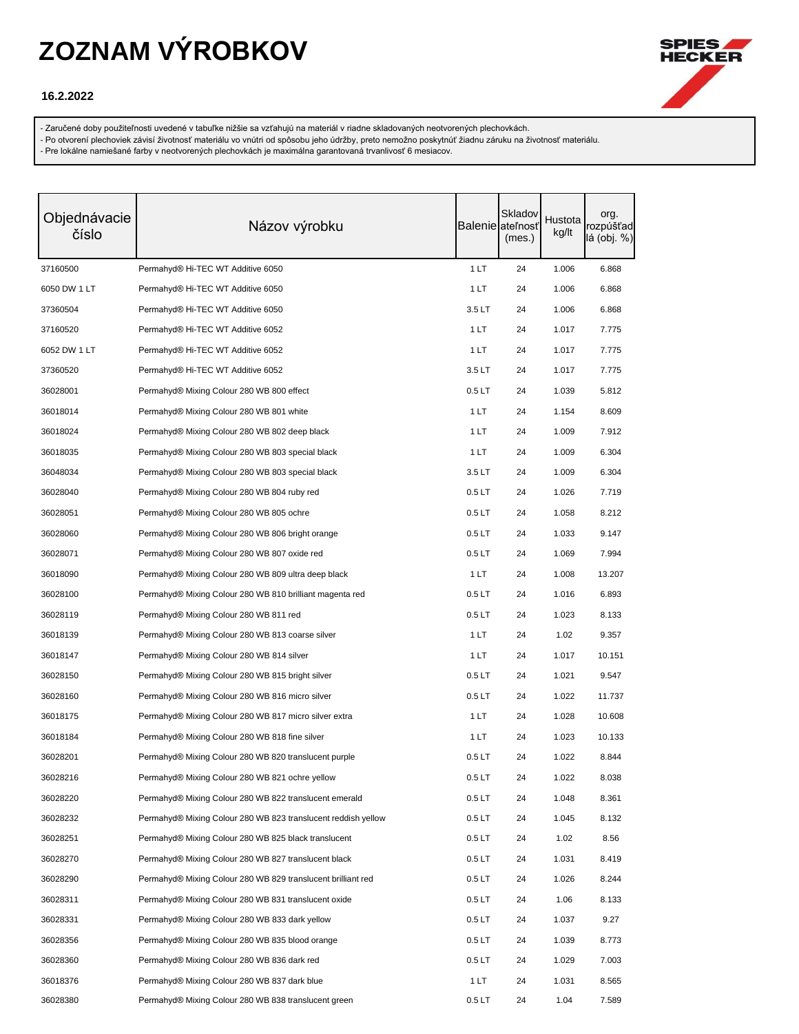# ZOZNAM VÝROBKOV

**16.2.2022**

- Zaručené doby použiteľnosti uvedené v tabuľke nižšie sa vzťahujú na materiál v riadne skladovaných neotvorených plechovkách.
- Po otvorení plechoviek závisí životnosť materiálu vo vnútri od spôsobu jeho údržby, preto nemožno poskytnúť žiadnu záruku na životnosť materiálu.
- Pre lokálne namiešané farby v neotvorených plechovkách je maximálna garantovaná trvanlivosť 6 mesiacov.

| Objednávacie číslo | Názov výrobku | Balenie | Skladovateľnosť (mes.) | Hustota kg/lt | org. rozpúšťadlá (obj. %) |
|---|---|---|---|---|---|
| 37160500 | Permahyd® Hi-TEC WT Additive 6050 | 1 LT | 24 | 1.006 | 6.868 |
| 6050 DW 1 LT | Permahyd® Hi-TEC WT Additive 6050 | 1 LT | 24 | 1.006 | 6.868 |
| 37360504 | Permahyd® Hi-TEC WT Additive 6050 | 3.5 LT | 24 | 1.006 | 6.868 |
| 37160520 | Permahyd® Hi-TEC WT Additive 6052 | 1 LT | 24 | 1.017 | 7.775 |
| 6052 DW 1 LT | Permahyd® Hi-TEC WT Additive 6052 | 1 LT | 24 | 1.017 | 7.775 |
| 37360520 | Permahyd® Hi-TEC WT Additive 6052 | 3.5 LT | 24 | 1.017 | 7.775 |
| 36028001 | Permahyd® Mixing Colour 280 WB 800 effect | 0.5 LT | 24 | 1.039 | 5.812 |
| 36018014 | Permahyd® Mixing Colour 280 WB 801 white | 1 LT | 24 | 1.154 | 8.609 |
| 36018024 | Permahyd® Mixing Colour 280 WB 802 deep black | 1 LT | 24 | 1.009 | 7.912 |
| 36018035 | Permahyd® Mixing Colour 280 WB 803 special black | 1 LT | 24 | 1.009 | 6.304 |
| 36048034 | Permahyd® Mixing Colour 280 WB 803 special black | 3.5 LT | 24 | 1.009 | 6.304 |
| 36028040 | Permahyd® Mixing Colour 280 WB 804 ruby red | 0.5 LT | 24 | 1.026 | 7.719 |
| 36028051 | Permahyd® Mixing Colour 280 WB 805 ochre | 0.5 LT | 24 | 1.058 | 8.212 |
| 36028060 | Permahyd® Mixing Colour 280 WB 806 bright orange | 0.5 LT | 24 | 1.033 | 9.147 |
| 36028071 | Permahyd® Mixing Colour 280 WB 807 oxide red | 0.5 LT | 24 | 1.069 | 7.994 |
| 36018090 | Permahyd® Mixing Colour 280 WB 809 ultra deep black | 1 LT | 24 | 1.008 | 13.207 |
| 36028100 | Permahyd® Mixing Colour 280 WB 810 brilliant magenta red | 0.5 LT | 24 | 1.016 | 6.893 |
| 36028119 | Permahyd® Mixing Colour 280 WB 811 red | 0.5 LT | 24 | 1.023 | 8.133 |
| 36018139 | Permahyd® Mixing Colour 280 WB 813 coarse silver | 1 LT | 24 | 1.02 | 9.357 |
| 36018147 | Permahyd® Mixing Colour 280 WB 814 silver | 1 LT | 24 | 1.017 | 10.151 |
| 36028150 | Permahyd® Mixing Colour 280 WB 815 bright silver | 0.5 LT | 24 | 1.021 | 9.547 |
| 36028160 | Permahyd® Mixing Colour 280 WB 816 micro silver | 0.5 LT | 24 | 1.022 | 11.737 |
| 36018175 | Permahyd® Mixing Colour 280 WB 817 micro silver extra | 1 LT | 24 | 1.028 | 10.608 |
| 36018184 | Permahyd® Mixing Colour 280 WB 818 fine silver | 1 LT | 24 | 1.023 | 10.133 |
| 36028201 | Permahyd® Mixing Colour 280 WB 820 translucent purple | 0.5 LT | 24 | 1.022 | 8.844 |
| 36028216 | Permahyd® Mixing Colour 280 WB 821 ochre yellow | 0.5 LT | 24 | 1.022 | 8.038 |
| 36028220 | Permahyd® Mixing Colour 280 WB 822 translucent emerald | 0.5 LT | 24 | 1.048 | 8.361 |
| 36028232 | Permahyd® Mixing Colour 280 WB 823 translucent reddish yellow | 0.5 LT | 24 | 1.045 | 8.132 |
| 36028251 | Permahyd® Mixing Colour 280 WB 825 black translucent | 0.5 LT | 24 | 1.02 | 8.56 |
| 36028270 | Permahyd® Mixing Colour 280 WB 827 translucent black | 0.5 LT | 24 | 1.031 | 8.419 |
| 36028290 | Permahyd® Mixing Colour 280 WB 829 translucent brilliant red | 0.5 LT | 24 | 1.026 | 8.244 |
| 36028311 | Permahyd® Mixing Colour 280 WB 831 translucent oxide | 0.5 LT | 24 | 1.06 | 8.133 |
| 36028331 | Permahyd® Mixing Colour 280 WB 833 dark yellow | 0.5 LT | 24 | 1.037 | 9.27 |
| 36028356 | Permahyd® Mixing Colour 280 WB 835 blood orange | 0.5 LT | 24 | 1.039 | 8.773 |
| 36028360 | Permahyd® Mixing Colour 280 WB 836 dark red | 0.5 LT | 24 | 1.029 | 7.003 |
| 36018376 | Permahyd® Mixing Colour 280 WB 837 dark blue | 1 LT | 24 | 1.031 | 8.565 |
| 36028380 | Permahyd® Mixing Colour 280 WB 838 translucent green | 0.5 LT | 24 | 1.04 | 7.589 |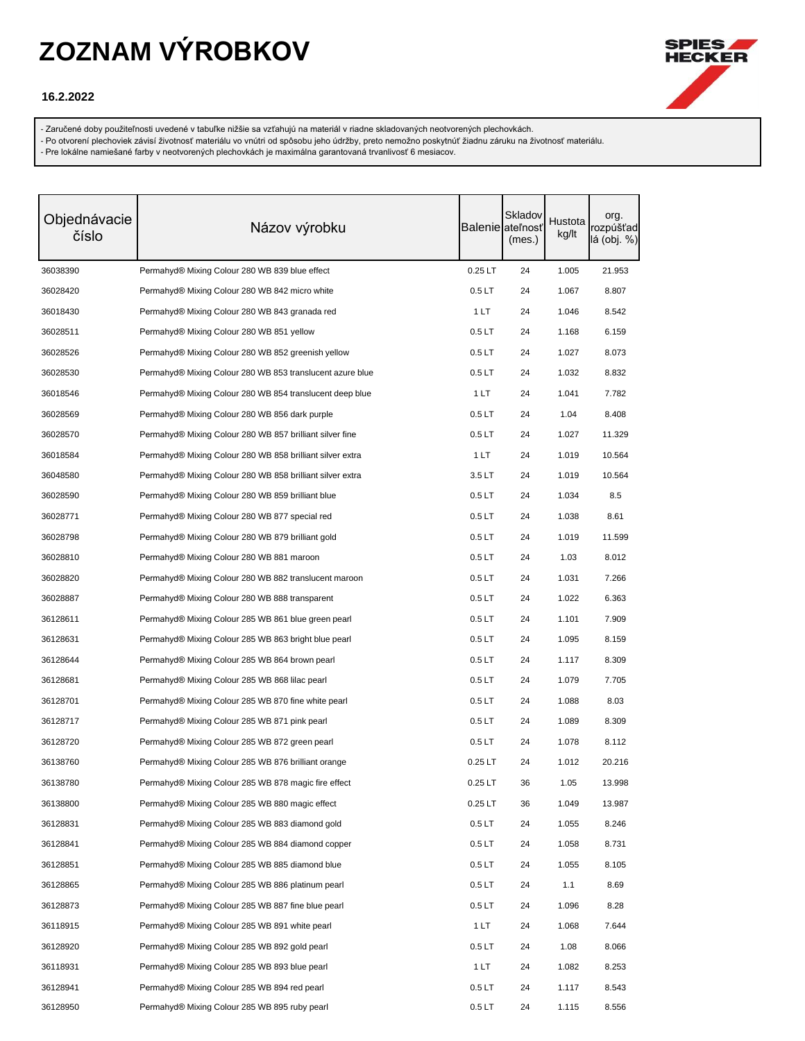# ZOZNAM VÝROBKOV

**16.2.2022**

- Zaručené doby použiteľnosti uvedené v tabuľke nižšie sa vzťahujú na materiál v riadne skladovaných neotvorených plechovkách.
- Po otvorení plechoviek závisí životnosť materiálu vo vnútri od spôsobu jeho údržby, preto nemožno poskytnúť žiadnu záruku na životnosť materiálu.
- Pre lokálne namiešané farby v neotvorených plechovkách je maximálna garantovaná trvanlivosť 6 mesiacov.

| Objednávacie číslo | Názov výrobku | Balenie | Skladovateľnosť (mes.) | Hustota kg/lt | org. rozpúšťadlá (obj. %) |
|---|---|---|---|---|---|
| 36038390 | Permahyd® Mixing Colour 280 WB 839 blue effect | 0.25 LT | 24 | 1.005 | 21.953 |
| 36028420 | Permahyd® Mixing Colour 280 WB 842 micro white | 0.5 LT | 24 | 1.067 | 8.807 |
| 36018430 | Permahyd® Mixing Colour 280 WB 843 granada red | 1 LT | 24 | 1.046 | 8.542 |
| 36028511 | Permahyd® Mixing Colour 280 WB 851 yellow | 0.5 LT | 24 | 1.168 | 6.159 |
| 36028526 | Permahyd® Mixing Colour 280 WB 852 greenish yellow | 0.5 LT | 24 | 1.027 | 8.073 |
| 36028530 | Permahyd® Mixing Colour 280 WB 853 translucent azure blue | 0.5 LT | 24 | 1.032 | 8.832 |
| 36018546 | Permahyd® Mixing Colour 280 WB 854 translucent deep blue | 1 LT | 24 | 1.041 | 7.782 |
| 36028569 | Permahyd® Mixing Colour 280 WB 856 dark purple | 0.5 LT | 24 | 1.04 | 8.408 |
| 36028570 | Permahyd® Mixing Colour 280 WB 857 brilliant silver fine | 0.5 LT | 24 | 1.027 | 11.329 |
| 36018584 | Permahyd® Mixing Colour 280 WB 858 brilliant silver extra | 1 LT | 24 | 1.019 | 10.564 |
| 36048580 | Permahyd® Mixing Colour 280 WB 858 brilliant silver extra | 3.5 LT | 24 | 1.019 | 10.564 |
| 36028590 | Permahyd® Mixing Colour 280 WB 859 brilliant blue | 0.5 LT | 24 | 1.034 | 8.5 |
| 36028771 | Permahyd® Mixing Colour 280 WB 877 special red | 0.5 LT | 24 | 1.038 | 8.61 |
| 36028798 | Permahyd® Mixing Colour 280 WB 879 brilliant gold | 0.5 LT | 24 | 1.019 | 11.599 |
| 36028810 | Permahyd® Mixing Colour 280 WB 881 maroon | 0.5 LT | 24 | 1.03 | 8.012 |
| 36028820 | Permahyd® Mixing Colour 280 WB 882 translucent maroon | 0.5 LT | 24 | 1.031 | 7.266 |
| 36028887 | Permahyd® Mixing Colour 280 WB 888 transparent | 0.5 LT | 24 | 1.022 | 6.363 |
| 36128611 | Permahyd® Mixing Colour 285 WB 861 blue green pearl | 0.5 LT | 24 | 1.101 | 7.909 |
| 36128631 | Permahyd® Mixing Colour 285 WB 863 bright blue pearl | 0.5 LT | 24 | 1.095 | 8.159 |
| 36128644 | Permahyd® Mixing Colour 285 WB 864 brown pearl | 0.5 LT | 24 | 1.117 | 8.309 |
| 36128681 | Permahyd® Mixing Colour 285 WB 868 lilac pearl | 0.5 LT | 24 | 1.079 | 7.705 |
| 36128701 | Permahyd® Mixing Colour 285 WB 870 fine white pearl | 0.5 LT | 24 | 1.088 | 8.03 |
| 36128717 | Permahyd® Mixing Colour 285 WB 871 pink pearl | 0.5 LT | 24 | 1.089 | 8.309 |
| 36128720 | Permahyd® Mixing Colour 285 WB 872 green pearl | 0.5 LT | 24 | 1.078 | 8.112 |
| 36138760 | Permahyd® Mixing Colour 285 WB 876 brilliant orange | 0.25 LT | 24 | 1.012 | 20.216 |
| 36138780 | Permahyd® Mixing Colour 285 WB 878 magic fire effect | 0.25 LT | 36 | 1.05 | 13.998 |
| 36138800 | Permahyd® Mixing Colour 285 WB 880 magic effect | 0.25 LT | 36 | 1.049 | 13.987 |
| 36128831 | Permahyd® Mixing Colour 285 WB 883 diamond gold | 0.5 LT | 24 | 1.055 | 8.246 |
| 36128841 | Permahyd® Mixing Colour 285 WB 884 diamond copper | 0.5 LT | 24 | 1.058 | 8.731 |
| 36128851 | Permahyd® Mixing Colour 285 WB 885 diamond blue | 0.5 LT | 24 | 1.055 | 8.105 |
| 36128865 | Permahyd® Mixing Colour 285 WB 886 platinum pearl | 0.5 LT | 24 | 1.1 | 8.69 |
| 36128873 | Permahyd® Mixing Colour 285 WB 887 fine blue pearl | 0.5 LT | 24 | 1.096 | 8.28 |
| 36118915 | Permahyd® Mixing Colour 285 WB 891 white pearl | 1 LT | 24 | 1.068 | 7.644 |
| 36128920 | Permahyd® Mixing Colour 285 WB 892 gold pearl | 0.5 LT | 24 | 1.08 | 8.066 |
| 36118931 | Permahyd® Mixing Colour 285 WB 893 blue pearl | 1 LT | 24 | 1.082 | 8.253 |
| 36128941 | Permahyd® Mixing Colour 285 WB 894 red pearl | 0.5 LT | 24 | 1.117 | 8.543 |
| 36128950 | Permahyd® Mixing Colour 285 WB 895 ruby pearl | 0.5 LT | 24 | 1.115 | 8.556 |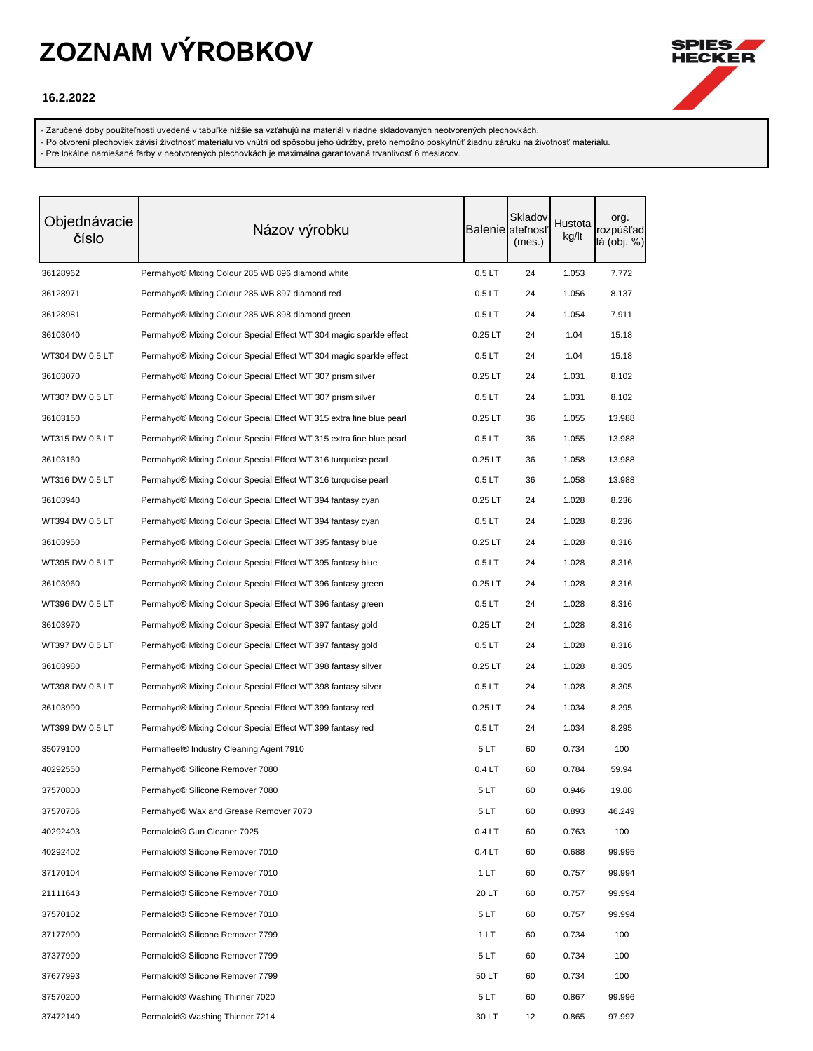# ZOZNAM VÝROBKOV

**16.2.2022**

- Zaručené doby použiteľnosti uvedené v tabuľke nižšie sa vzťahujú na materiál v riadne skladovaných neotvorených plechovkách.
- Po otvorení plechoviek závisí životnosť materiálu vo vnútri od spôsobu jeho údržby, preto nemožno poskytnúť žiadnu záruku na životnosť materiálu.
- Pre lokálne namiešané farby v neotvorených plechovkách je maximálna garantovaná trvanlivosť 6 mesiacov.

| Objednávacie číslo | Názov výrobku | Balenie | Skladovateľnosť (mes.) | Hustota kg/lt | org. rozpúšťadlá (obj. %) |
|---|---|---|---|---|---|
| 36128962 | Permahyd® Mixing Colour 285 WB 896 diamond white | 0.5 LT | 24 | 1.053 | 7.772 |
| 36128971 | Permahyd® Mixing Colour 285 WB 897 diamond red | 0.5 LT | 24 | 1.056 | 8.137 |
| 36128981 | Permahyd® Mixing Colour 285 WB 898 diamond green | 0.5 LT | 24 | 1.054 | 7.911 |
| 36103040 | Permahyd® Mixing Colour Special Effect WT 304 magic sparkle effect | 0.25 LT | 24 | 1.04 | 15.18 |
| WT304 DW 0.5 LT | Permahyd® Mixing Colour Special Effect WT 304 magic sparkle effect | 0.5 LT | 24 | 1.04 | 15.18 |
| 36103070 | Permahyd® Mixing Colour Special Effect WT 307 prism silver | 0.25 LT | 24 | 1.031 | 8.102 |
| WT307 DW 0.5 LT | Permahyd® Mixing Colour Special Effect WT 307 prism silver | 0.5 LT | 24 | 1.031 | 8.102 |
| 36103150 | Permahyd® Mixing Colour Special Effect WT 315 extra fine blue pearl | 0.25 LT | 36 | 1.055 | 13.988 |
| WT315 DW 0.5 LT | Permahyd® Mixing Colour Special Effect WT 315 extra fine blue pearl | 0.5 LT | 36 | 1.055 | 13.988 |
| 36103160 | Permahyd® Mixing Colour Special Effect WT 316 turquoise pearl | 0.25 LT | 36 | 1.058 | 13.988 |
| WT316 DW 0.5 LT | Permahyd® Mixing Colour Special Effect WT 316 turquoise pearl | 0.5 LT | 36 | 1.058 | 13.988 |
| 36103940 | Permahyd® Mixing Colour Special Effect WT 394 fantasy cyan | 0.25 LT | 24 | 1.028 | 8.236 |
| WT394 DW 0.5 LT | Permahyd® Mixing Colour Special Effect WT 394 fantasy cyan | 0.5 LT | 24 | 1.028 | 8.236 |
| 36103950 | Permahyd® Mixing Colour Special Effect WT 395 fantasy blue | 0.25 LT | 24 | 1.028 | 8.316 |
| WT395 DW 0.5 LT | Permahyd® Mixing Colour Special Effect WT 395 fantasy blue | 0.5 LT | 24 | 1.028 | 8.316 |
| 36103960 | Permahyd® Mixing Colour Special Effect WT 396 fantasy green | 0.25 LT | 24 | 1.028 | 8.316 |
| WT396 DW 0.5 LT | Permahyd® Mixing Colour Special Effect WT 396 fantasy green | 0.5 LT | 24 | 1.028 | 8.316 |
| 36103970 | Permahyd® Mixing Colour Special Effect WT 397 fantasy gold | 0.25 LT | 24 | 1.028 | 8.316 |
| WT397 DW 0.5 LT | Permahyd® Mixing Colour Special Effect WT 397 fantasy gold | 0.5 LT | 24 | 1.028 | 8.316 |
| 36103980 | Permahyd® Mixing Colour Special Effect WT 398 fantasy silver | 0.25 LT | 24 | 1.028 | 8.305 |
| WT398 DW 0.5 LT | Permahyd® Mixing Colour Special Effect WT 398 fantasy silver | 0.5 LT | 24 | 1.028 | 8.305 |
| 36103990 | Permahyd® Mixing Colour Special Effect WT 399 fantasy red | 0.25 LT | 24 | 1.034 | 8.295 |
| WT399 DW 0.5 LT | Permahyd® Mixing Colour Special Effect WT 399 fantasy red | 0.5 LT | 24 | 1.034 | 8.295 |
| 35079100 | Permafleet® Industry Cleaning Agent 7910 | 5 LT | 60 | 0.734 | 100 |
| 40292550 | Permahyd® Silicone Remover 7080 | 0.4 LT | 60 | 0.784 | 59.94 |
| 37570800 | Permahyd® Silicone Remover 7080 | 5 LT | 60 | 0.946 | 19.88 |
| 37570706 | Permahyd® Wax and Grease Remover 7070 | 5 LT | 60 | 0.893 | 46.249 |
| 40292403 | Permaloid® Gun Cleaner 7025 | 0.4 LT | 60 | 0.763 | 100 |
| 40292402 | Permaloid® Silicone Remover 7010 | 0.4 LT | 60 | 0.688 | 99.995 |
| 37170104 | Permaloid® Silicone Remover 7010 | 1 LT | 60 | 0.757 | 99.994 |
| 21111643 | Permaloid® Silicone Remover 7010 | 20 LT | 60 | 0.757 | 99.994 |
| 37570102 | Permaloid® Silicone Remover 7010 | 5 LT | 60 | 0.757 | 99.994 |
| 37177990 | Permaloid® Silicone Remover 7799 | 1 LT | 60 | 0.734 | 100 |
| 37377990 | Permaloid® Silicone Remover 7799 | 5 LT | 60 | 0.734 | 100 |
| 37677993 | Permaloid® Silicone Remover 7799 | 50 LT | 60 | 0.734 | 100 |
| 37570200 | Permaloid® Washing Thinner 7020 | 5 LT | 60 | 0.867 | 99.996 |
| 37472140 | Permaloid® Washing Thinner 7214 | 30 LT | 12 | 0.865 | 97.997 |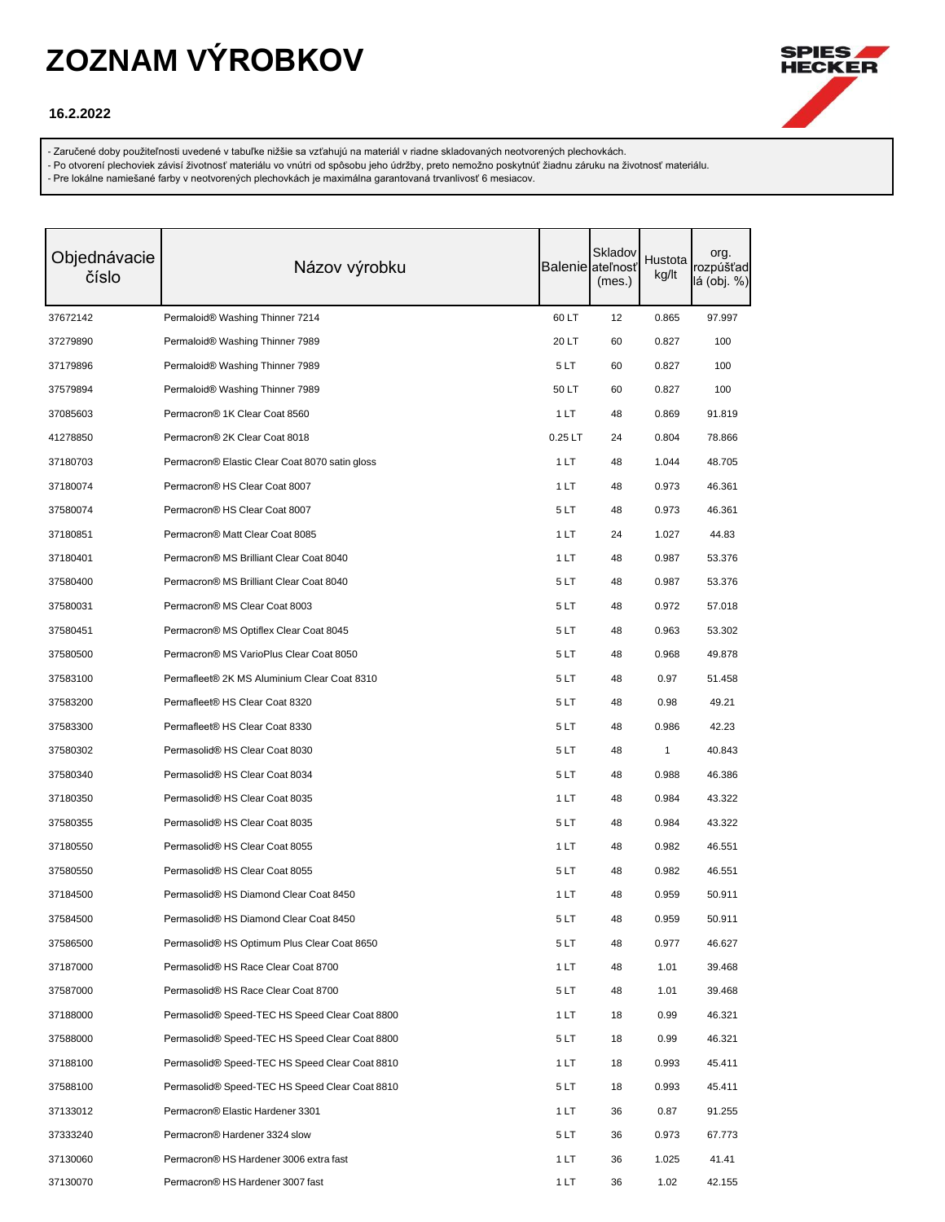# ZOZNAM VÝROBKOV

**16.2.2022**

- Zaručené doby použiteľnosti uvedené v tabuľke nižšie sa vzťahujú na materiál v riadne skladovaných neotvorených plechovkách.
- Po otvorení plechoviek závisí životnosť materiálu vo vnútri od spôsobu jeho údržby, preto nemožno poskytnúť žiadnu záruku na životnosť materiálu.
- Pre lokálne namiešané farby v neotvorených plechovkách je maximálna garantovaná trvanlivosť 6 mesiacov.

| Objednávacie číslo | Názov výrobku | Balenie | Skladovateľnosť (mes.) | Hustota kg/lt | org. rozpúšťadlá (obj. %) |
|---|---|---|---|---|---|
| 37672142 | Permaloid® Washing Thinner 7214 | 60 LT | 12 | 0.865 | 97.997 |
| 37279890 | Permaloid® Washing Thinner 7989 | 20 LT | 60 | 0.827 | 100 |
| 37179896 | Permaloid® Washing Thinner 7989 | 5 LT | 60 | 0.827 | 100 |
| 37579894 | Permaloid® Washing Thinner 7989 | 50 LT | 60 | 0.827 | 100 |
| 37085603 | Permacron® 1K Clear Coat 8560 | 1 LT | 48 | 0.869 | 91.819 |
| 41278850 | Permacron® 2K Clear Coat 8018 | 0.25 LT | 24 | 0.804 | 78.866 |
| 37180703 | Permacron® Elastic Clear Coat 8070 satin gloss | 1 LT | 48 | 1.044 | 48.705 |
| 37180074 | Permacron® HS Clear Coat 8007 | 1 LT | 48 | 0.973 | 46.361 |
| 37580074 | Permacron® HS Clear Coat 8007 | 5 LT | 48 | 0.973 | 46.361 |
| 37180851 | Permacron® Matt Clear Coat 8085 | 1 LT | 24 | 1.027 | 44.83 |
| 37180401 | Permacron® MS Brilliant Clear Coat 8040 | 1 LT | 48 | 0.987 | 53.376 |
| 37580400 | Permacron® MS Brilliant Clear Coat 8040 | 5 LT | 48 | 0.987 | 53.376 |
| 37580031 | Permacron® MS Clear Coat 8003 | 5 LT | 48 | 0.972 | 57.018 |
| 37580451 | Permacron® MS Optiflex Clear Coat 8045 | 5 LT | 48 | 0.963 | 53.302 |
| 37580500 | Permacron® MS VarioPlus Clear Coat 8050 | 5 LT | 48 | 0.968 | 49.878 |
| 37583100 | Permafleet® 2K MS Aluminium Clear Coat 8310 | 5 LT | 48 | 0.97 | 51.458 |
| 37583200 | Permafleet® HS Clear Coat 8320 | 5 LT | 48 | 0.98 | 49.21 |
| 37583300 | Permafleet® HS Clear Coat 8330 | 5 LT | 48 | 0.986 | 42.23 |
| 37580302 | Permasolid® HS Clear Coat 8030 | 5 LT | 48 | 1 | 40.843 |
| 37580340 | Permasolid® HS Clear Coat 8034 | 5 LT | 48 | 0.988 | 46.386 |
| 37180350 | Permasolid® HS Clear Coat 8035 | 1 LT | 48 | 0.984 | 43.322 |
| 37580355 | Permasolid® HS Clear Coat 8035 | 5 LT | 48 | 0.984 | 43.322 |
| 37180550 | Permasolid® HS Clear Coat 8055 | 1 LT | 48 | 0.982 | 46.551 |
| 37580550 | Permasolid® HS Clear Coat 8055 | 5 LT | 48 | 0.982 | 46.551 |
| 37184500 | Permasolid® HS Diamond Clear Coat 8450 | 1 LT | 48 | 0.959 | 50.911 |
| 37584500 | Permasolid® HS Diamond Clear Coat 8450 | 5 LT | 48 | 0.959 | 50.911 |
| 37586500 | Permasolid® HS Optimum Plus Clear Coat 8650 | 5 LT | 48 | 0.977 | 46.627 |
| 37187000 | Permasolid® HS Race Clear Coat 8700 | 1 LT | 48 | 1.01 | 39.468 |
| 37587000 | Permasolid® HS Race Clear Coat 8700 | 5 LT | 48 | 1.01 | 39.468 |
| 37188000 | Permasolid® Speed-TEC HS Speed Clear Coat 8800 | 1 LT | 18 | 0.99 | 46.321 |
| 37588000 | Permasolid® Speed-TEC HS Speed Clear Coat 8800 | 5 LT | 18 | 0.99 | 46.321 |
| 37188100 | Permasolid® Speed-TEC HS Speed Clear Coat 8810 | 1 LT | 18 | 0.993 | 45.411 |
| 37588100 | Permasolid® Speed-TEC HS Speed Clear Coat 8810 | 5 LT | 18 | 0.993 | 45.411 |
| 37133012 | Permacron® Elastic Hardener 3301 | 1 LT | 36 | 0.87 | 91.255 |
| 37333240 | Permacron® Hardener 3324 slow | 5 LT | 36 | 0.973 | 67.773 |
| 37130060 | Permacron® HS Hardener 3006 extra fast | 1 LT | 36 | 1.025 | 41.41 |
| 37130070 | Permacron® HS Hardener 3007 fast | 1 LT | 36 | 1.02 | 42.155 |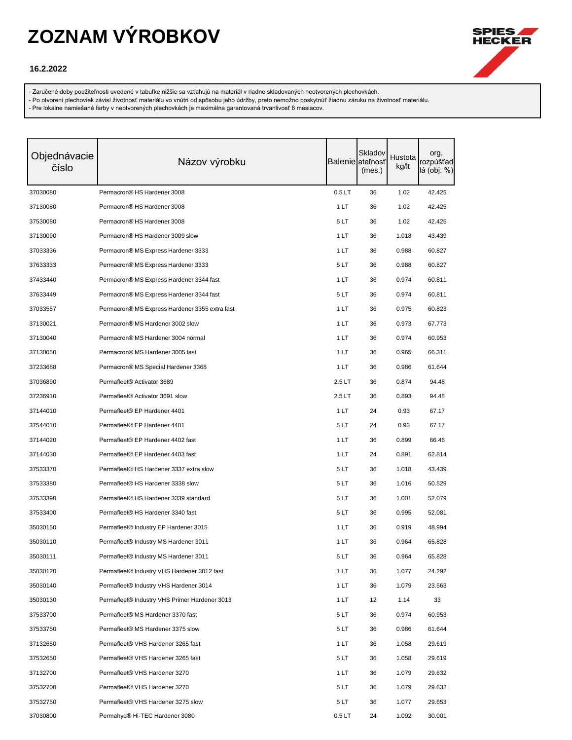# ZOZNAM VÝROBKOV

**16.2.2022**

- Zaručené doby použiteľnosti uvedené v tabuľke nižšie sa vzťahujú na materiál v riadne skladovaných neotvorených plechovkách.
- Po otvorení plechoviek závisí životnosť materiálu vo vnútri od spôsobu jeho údržby, preto nemožno poskytnúť žiadnu záruku na životnosť materiálu.
- Pre lokálne namiešané farby v neotvorených plechovkách je maximálna garantovaná trvanlivosť 6 mesiacov.

| Objednávacie číslo | Názov výrobku | Balenie | Skladovateľnosť (mes.) | Hustota kg/lt | org. rozpúšťadlá (obj. %) |
|---|---|---|---|---|---|
| 37030080 | Permacron® HS Hardener 3008 | 0.5 LT | 36 | 1.02 | 42.425 |
| 37130080 | Permacron® HS Hardener 3008 | 1 LT | 36 | 1.02 | 42.425 |
| 37530080 | Permacron® HS Hardener 3008 | 5 LT | 36 | 1.02 | 42.425 |
| 37130090 | Permacron® HS Hardener 3009 slow | 1 LT | 36 | 1.018 | 43.439 |
| 37033336 | Permacron® MS Express Hardener 3333 | 1 LT | 36 | 0.988 | 60.827 |
| 37633333 | Permacron® MS Express Hardener 3333 | 5 LT | 36 | 0.988 | 60.827 |
| 37433440 | Permacron® MS Express Hardener 3344 fast | 1 LT | 36 | 0.974 | 60.811 |
| 37633449 | Permacron® MS Express Hardener 3344 fast | 5 LT | 36 | 0.974 | 60.811 |
| 37033557 | Permacron® MS Express Hardener 3355 extra fast | 1 LT | 36 | 0.975 | 60.823 |
| 37130021 | Permacron® MS Hardener 3002 slow | 1 LT | 36 | 0.973 | 67.773 |
| 37130040 | Permacron® MS Hardener 3004 normal | 1 LT | 36 | 0.974 | 60.953 |
| 37130050 | Permacron® MS Hardener 3005 fast | 1 LT | 36 | 0.965 | 66.311 |
| 37233688 | Permacron® MS Special Hardener 3368 | 1 LT | 36 | 0.986 | 61.644 |
| 37036890 | Permafleet® Activator 3689 | 2.5 LT | 36 | 0.874 | 94.48 |
| 37236910 | Permafleet® Activator 3691 slow | 2.5 LT | 36 | 0.893 | 94.48 |
| 37144010 | Permafleet® EP Hardener 4401 | 1 LT | 24 | 0.93 | 67.17 |
| 37544010 | Permafleet® EP Hardener 4401 | 5 LT | 24 | 0.93 | 67.17 |
| 37144020 | Permafleet® EP Hardener 4402 fast | 1 LT | 36 | 0.899 | 66.46 |
| 37144030 | Permafleet® EP Hardener 4403 fast | 1 LT | 24 | 0.891 | 62.814 |
| 37533370 | Permafleet® HS Hardener 3337 extra slow | 5 LT | 36 | 1.018 | 43.439 |
| 37533380 | Permafleet® HS Hardener 3338 slow | 5 LT | 36 | 1.016 | 50.529 |
| 37533390 | Permafleet® HS Hardener 3339 standard | 5 LT | 36 | 1.001 | 52.079 |
| 37533400 | Permafleet® HS Hardener 3340 fast | 5 LT | 36 | 0.995 | 52.081 |
| 35030150 | Permafleet® Industry EP Hardener 3015 | 1 LT | 36 | 0.919 | 48.994 |
| 35030110 | Permafleet® Industry MS Hardener 3011 | 1 LT | 36 | 0.964 | 65.828 |
| 35030111 | Permafleet® Industry MS Hardener 3011 | 5 LT | 36 | 0.964 | 65.828 |
| 35030120 | Permafleet® Industry VHS Hardener 3012 fast | 1 LT | 36 | 1.077 | 24.292 |
| 35030140 | Permafleet® Industry VHS Hardener 3014 | 1 LT | 36 | 1.079 | 23.563 |
| 35030130 | Permafleet® Industry VHS Primer Hardener 3013 | 1 LT | 12 | 1.14 | 33 |
| 37533700 | Permafleet® MS Hardener 3370 fast | 5 LT | 36 | 0.974 | 60.953 |
| 37533750 | Permafleet® MS Hardener 3375 slow | 5 LT | 36 | 0.986 | 61.644 |
| 37132650 | Permafleet® VHS Hardener 3265 fast | 1 LT | 36 | 1.058 | 29.619 |
| 37532650 | Permafleet® VHS Hardener 3265 fast | 5 LT | 36 | 1.058 | 29.619 |
| 37132700 | Permafleet® VHS Hardener 3270 | 1 LT | 36 | 1.079 | 29.632 |
| 37532700 | Permafleet® VHS Hardener 3270 | 5 LT | 36 | 1.079 | 29.632 |
| 37532750 | Permafleet® VHS Hardener 3275 slow | 5 LT | 36 | 1.077 | 29.653 |
| 37030800 | Permahyd® Hi-TEC Hardener 3080 | 0.5 LT | 24 | 1.092 | 30.001 |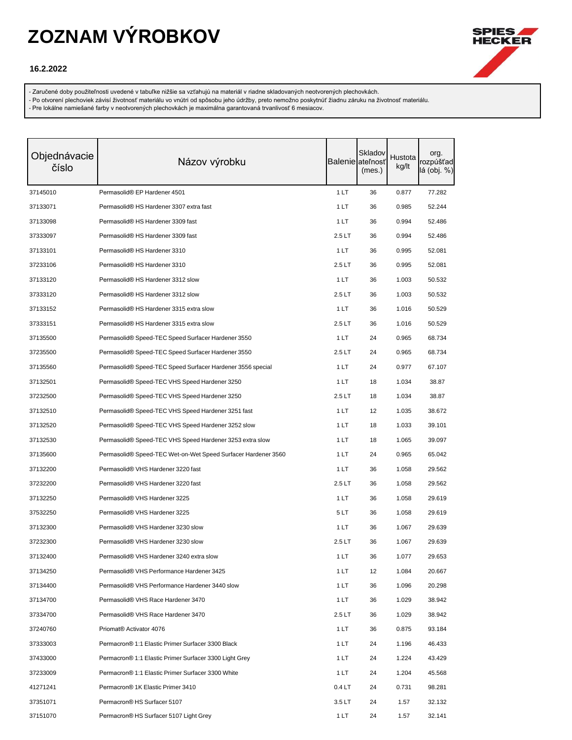# ZOZNAM VÝROBKOV

**16.2.2022**

- Zaručené doby použiteľnosti uvedené v tabuľke nižšie sa vzťahujú na materiál v riadne skladovaných neotvorených plechovkách.
- Po otvorení plechoviek závisí životnosť materiálu vo vnútri od spôsobu jeho údržby, preto nemožno poskytnúť žiadnu záruku na životnosť materiálu.
- Pre lokálne namiešané farby v neotvorených plechovkách je maximálna garantovaná trvanlivosť 6 mesiacov.

| Objednávacie číslo | Názov výrobku | Balenie | Skladovateľnosť (mes.) | Hustota kg/lt | org. rozpúšťadlá (obj. %) |
|---|---|---|---|---|---|
| 37145010 | Permasolid® EP Hardener 4501 | 1 LT | 36 | 0.877 | 77.282 |
| 37133071 | Permasolid® HS Hardener 3307 extra fast | 1 LT | 36 | 0.985 | 52.244 |
| 37133098 | Permasolid® HS Hardener 3309 fast | 1 LT | 36 | 0.994 | 52.486 |
| 37333097 | Permasolid® HS Hardener 3309 fast | 2.5 LT | 36 | 0.994 | 52.486 |
| 37133101 | Permasolid® HS Hardener 3310 | 1 LT | 36 | 0.995 | 52.081 |
| 37233106 | Permasolid® HS Hardener 3310 | 2.5 LT | 36 | 0.995 | 52.081 |
| 37133120 | Permasolid® HS Hardener 3312 slow | 1 LT | 36 | 1.003 | 50.532 |
| 37333120 | Permasolid® HS Hardener 3312 slow | 2.5 LT | 36 | 1.003 | 50.532 |
| 37133152 | Permasolid® HS Hardener 3315 extra slow | 1 LT | 36 | 1.016 | 50.529 |
| 37333151 | Permasolid® HS Hardener 3315 extra slow | 2.5 LT | 36 | 1.016 | 50.529 |
| 37135500 | Permasolid® Speed-TEC Speed Surfacer Hardener 3550 | 1 LT | 24 | 0.965 | 68.734 |
| 37235500 | Permasolid® Speed-TEC Speed Surfacer Hardener 3550 | 2.5 LT | 24 | 0.965 | 68.734 |
| 37135560 | Permasolid® Speed-TEC Speed Surfacer Hardener 3556 special | 1 LT | 24 | 0.977 | 67.107 |
| 37132501 | Permasolid® Speed-TEC VHS Speed Hardener 3250 | 1 LT | 18 | 1.034 | 38.87 |
| 37232500 | Permasolid® Speed-TEC VHS Speed Hardener 3250 | 2.5 LT | 18 | 1.034 | 38.87 |
| 37132510 | Permasolid® Speed-TEC VHS Speed Hardener 3251 fast | 1 LT | 12 | 1.035 | 38.672 |
| 37132520 | Permasolid® Speed-TEC VHS Speed Hardener 3252 slow | 1 LT | 18 | 1.033 | 39.101 |
| 37132530 | Permasolid® Speed-TEC VHS Speed Hardener 3253 extra slow | 1 LT | 18 | 1.065 | 39.097 |
| 37135600 | Permasolid® Speed-TEC Wet-on-Wet Speed Surfacer Hardener 3560 | 1 LT | 24 | 0.965 | 65.042 |
| 37132200 | Permasolid® VHS Hardener 3220 fast | 1 LT | 36 | 1.058 | 29.562 |
| 37232200 | Permasolid® VHS Hardener 3220 fast | 2.5 LT | 36 | 1.058 | 29.562 |
| 37132250 | Permasolid® VHS Hardener 3225 | 1 LT | 36 | 1.058 | 29.619 |
| 37532250 | Permasolid® VHS Hardener 3225 | 5 LT | 36 | 1.058 | 29.619 |
| 37132300 | Permasolid® VHS Hardener 3230 slow | 1 LT | 36 | 1.067 | 29.639 |
| 37232300 | Permasolid® VHS Hardener 3230 slow | 2.5 LT | 36 | 1.067 | 29.639 |
| 37132400 | Permasolid® VHS Hardener 3240 extra slow | 1 LT | 36 | 1.077 | 29.653 |
| 37134250 | Permasolid® VHS Performance Hardener 3425 | 1 LT | 12 | 1.084 | 20.667 |
| 37134400 | Permasolid® VHS Performance Hardener 3440 slow | 1 LT | 36 | 1.096 | 20.298 |
| 37134700 | Permasolid® VHS Race Hardener 3470 | 1 LT | 36 | 1.029 | 38.942 |
| 37334700 | Permasolid® VHS Race Hardener 3470 | 2.5 LT | 36 | 1.029 | 38.942 |
| 37240760 | Priomat® Activator 4076 | 1 LT | 36 | 0.875 | 93.184 |
| 37333003 | Permacron® 1:1 Elastic Primer Surfacer 3300 Black | 1 LT | 24 | 1.196 | 46.433 |
| 37433000 | Permacron® 1:1 Elastic Primer Surfacer 3300 Light Grey | 1 LT | 24 | 1.224 | 43.429 |
| 37233009 | Permacron® 1:1 Elastic Primer Surfacer 3300 White | 1 LT | 24 | 1.204 | 45.568 |
| 41271241 | Permacron® 1K Elastic Primer 3410 | 0.4 LT | 24 | 0.731 | 98.281 |
| 37351071 | Permacron® HS Surfacer 5107 | 3.5 LT | 24 | 1.57 | 32.132 |
| 37151070 | Permacron® HS Surfacer 5107 Light Grey | 1 LT | 24 | 1.57 | 32.141 |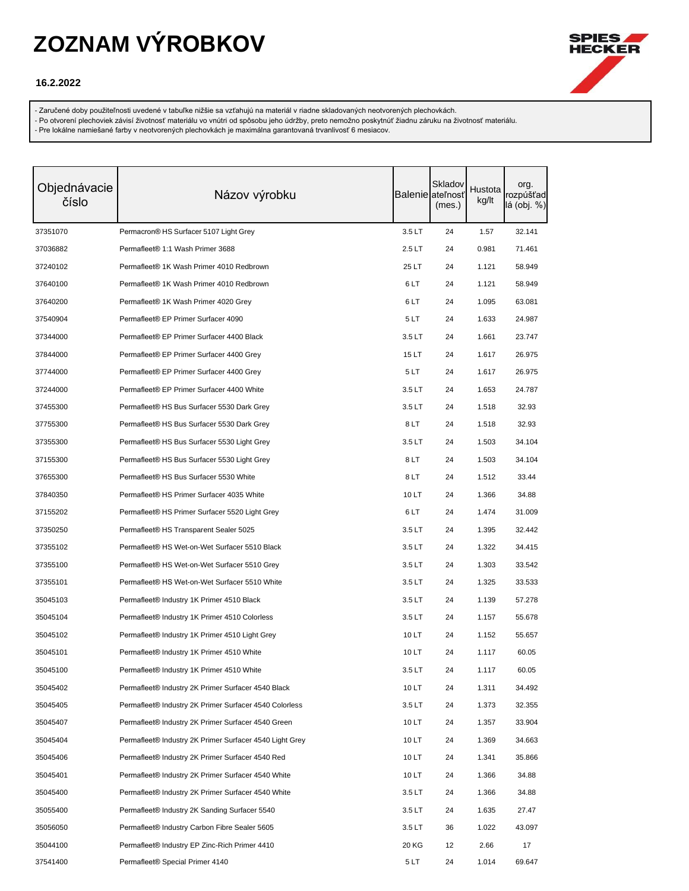# ZOZNAM VÝROBKOV

**16.2.2022**

- Zaručené doby použiteľnosti uvedené v tabuľke nižšie sa vzťahujú na materiál v riadne skladovaných neotvorených plechovkách.
- Po otvorení plechoviek závisí životnosť materiálu vo vnútri od spôsobu jeho údržby, preto nemožno poskytnúť žiadnu záruku na životnosť materiálu.
- Pre lokálne namiešané farby v neotvorených plechovkách je maximálna garantovaná trvanlivosť 6 mesiacov.

| Objednávacie číslo | Názov výrobku | Balenie | Skladovateľnosť (mes.) | Hustota kg/lt | org. rozpúšťadlá (obj. %) |
|---|---|---|---|---|---|
| 37351070 | Permacron® HS Surfacer 5107 Light Grey | 3.5 LT | 24 | 1.57 | 32.141 |
| 37036882 | Permafleet® 1:1 Wash Primer 3688 | 2.5 LT | 24 | 0.981 | 71.461 |
| 37240102 | Permafleet® 1K Wash Primer 4010 Redbrown | 25 LT | 24 | 1.121 | 58.949 |
| 37640100 | Permafleet® 1K Wash Primer 4010 Redbrown | 6 LT | 24 | 1.121 | 58.949 |
| 37640200 | Permafleet® 1K Wash Primer 4020 Grey | 6 LT | 24 | 1.095 | 63.081 |
| 37540904 | Permafleet® EP Primer Surfacer 4090 | 5 LT | 24 | 1.633 | 24.987 |
| 37344000 | Permafleet® EP Primer Surfacer 4400 Black | 3.5 LT | 24 | 1.661 | 23.747 |
| 37844000 | Permafleet® EP Primer Surfacer 4400 Grey | 15 LT | 24 | 1.617 | 26.975 |
| 37744000 | Permafleet® EP Primer Surfacer 4400 Grey | 5 LT | 24 | 1.617 | 26.975 |
| 37244000 | Permafleet® EP Primer Surfacer 4400 White | 3.5 LT | 24 | 1.653 | 24.787 |
| 37455300 | Permafleet® HS Bus Surfacer 5530 Dark Grey | 3.5 LT | 24 | 1.518 | 32.93 |
| 37755300 | Permafleet® HS Bus Surfacer 5530 Dark Grey | 8 LT | 24 | 1.518 | 32.93 |
| 37355300 | Permafleet® HS Bus Surfacer 5530 Light Grey | 3.5 LT | 24 | 1.503 | 34.104 |
| 37155300 | Permafleet® HS Bus Surfacer 5530 Light Grey | 8 LT | 24 | 1.503 | 34.104 |
| 37655300 | Permafleet® HS Bus Surfacer 5530 White | 8 LT | 24 | 1.512 | 33.44 |
| 37840350 | Permafleet® HS Primer Surfacer 4035 White | 10 LT | 24 | 1.366 | 34.88 |
| 37155202 | Permafleet® HS Primer Surfacer 5520 Light Grey | 6 LT | 24 | 1.474 | 31.009 |
| 37350250 | Permafleet® HS Transparent Sealer 5025 | 3.5 LT | 24 | 1.395 | 32.442 |
| 37355102 | Permafleet® HS Wet-on-Wet Surfacer 5510 Black | 3.5 LT | 24 | 1.322 | 34.415 |
| 37355100 | Permafleet® HS Wet-on-Wet Surfacer 5510 Grey | 3.5 LT | 24 | 1.303 | 33.542 |
| 37355101 | Permafleet® HS Wet-on-Wet Surfacer 5510 White | 3.5 LT | 24 | 1.325 | 33.533 |
| 35045103 | Permafleet® Industry 1K Primer 4510 Black | 3.5 LT | 24 | 1.139 | 57.278 |
| 35045104 | Permafleet® Industry 1K Primer 4510 Colorless | 3.5 LT | 24 | 1.157 | 55.678 |
| 35045102 | Permafleet® Industry 1K Primer 4510 Light Grey | 10 LT | 24 | 1.152 | 55.657 |
| 35045101 | Permafleet® Industry 1K Primer 4510 White | 10 LT | 24 | 1.117 | 60.05 |
| 35045100 | Permafleet® Industry 1K Primer 4510 White | 3.5 LT | 24 | 1.117 | 60.05 |
| 35045402 | Permafleet® Industry 2K Primer Surfacer 4540 Black | 10 LT | 24 | 1.311 | 34.492 |
| 35045405 | Permafleet® Industry 2K Primer Surfacer 4540 Colorless | 3.5 LT | 24 | 1.373 | 32.355 |
| 35045407 | Permafleet® Industry 2K Primer Surfacer 4540 Green | 10 LT | 24 | 1.357 | 33.904 |
| 35045404 | Permafleet® Industry 2K Primer Surfacer 4540 Light Grey | 10 LT | 24 | 1.369 | 34.663 |
| 35045406 | Permafleet® Industry 2K Primer Surfacer 4540 Red | 10 LT | 24 | 1.341 | 35.866 |
| 35045401 | Permafleet® Industry 2K Primer Surfacer 4540 White | 10 LT | 24 | 1.366 | 34.88 |
| 35045400 | Permafleet® Industry 2K Primer Surfacer 4540 White | 3.5 LT | 24 | 1.366 | 34.88 |
| 35055400 | Permafleet® Industry 2K Sanding Surfacer 5540 | 3.5 LT | 24 | 1.635 | 27.47 |
| 35056050 | Permafleet® Industry Carbon Fibre Sealer 5605 | 3.5 LT | 36 | 1.022 | 43.097 |
| 35044100 | Permafleet® Industry EP Zinc-Rich Primer 4410 | 20 KG | 12 | 2.66 | 17 |
| 37541400 | Permafleet® Special Primer 4140 | 5 LT | 24 | 1.014 | 69.647 |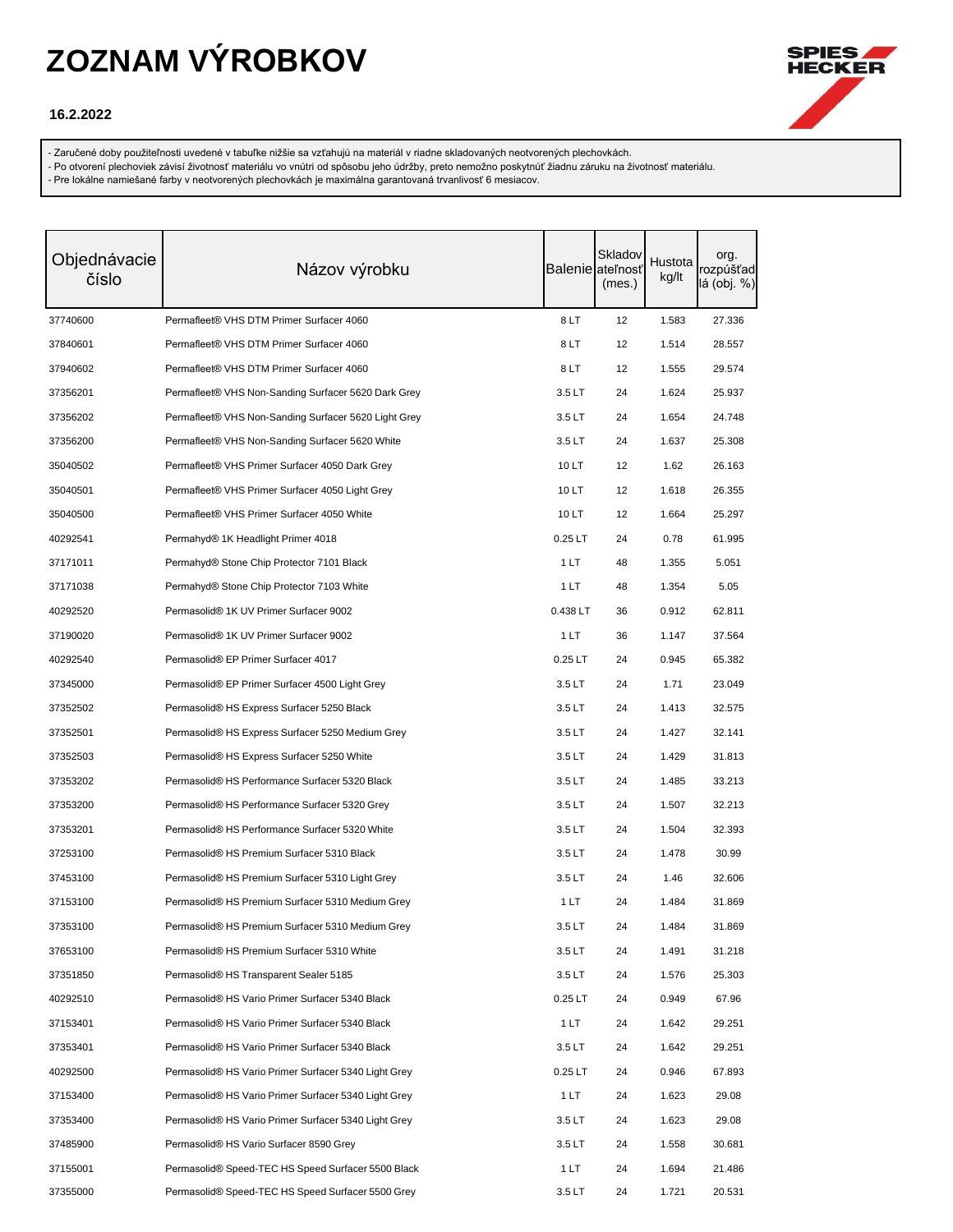# ZOZNAM VÝROBKOV

**16.2.2022**

- Zaručené doby použiteľnosti uvedené v tabuľke nižšie sa vzťahujú na materiál v riadne skladovaných neotvorených plechovkách.
- Po otvorení plechoviek závisí životnosť materiálu vo vnútri od spôsobu jeho údržby, preto nemožno poskytnúť žiadnu záruku na životnosť materiálu.
- Pre lokálne namiešané farby v neotvorených plechovkách je maximálna garantovaná trvanlivosť 6 mesiacov.

| Objednávacie číslo | Názov výrobku | Balenie | Skladovateľnosť (mes.) | Hustota kg/lt | org. rozpúšťadlá (obj. %) |
|---|---|---|---|---|---|
| 37740600 | Permafleet® VHS DTM Primer Surfacer 4060 | 8 LT | 12 | 1.583 | 27.336 |
| 37840601 | Permafleet® VHS DTM Primer Surfacer 4060 | 8 LT | 12 | 1.514 | 28.557 |
| 37940602 | Permafleet® VHS DTM Primer Surfacer 4060 | 8 LT | 12 | 1.555 | 29.574 |
| 37356201 | Permafleet® VHS Non-Sanding Surfacer 5620 Dark Grey | 3.5 LT | 24 | 1.624 | 25.937 |
| 37356202 | Permafleet® VHS Non-Sanding Surfacer 5620 Light Grey | 3.5 LT | 24 | 1.654 | 24.748 |
| 37356200 | Permafleet® VHS Non-Sanding Surfacer 5620 White | 3.5 LT | 24 | 1.637 | 25.308 |
| 35040502 | Permafleet® VHS Primer Surfacer 4050 Dark Grey | 10 LT | 12 | 1.62 | 26.163 |
| 35040501 | Permafleet® VHS Primer Surfacer 4050 Light Grey | 10 LT | 12 | 1.618 | 26.355 |
| 35040500 | Permafleet® VHS Primer Surfacer 4050 White | 10 LT | 12 | 1.664 | 25.297 |
| 40292541 | Permahyd® 1K Headlight Primer 4018 | 0.25 LT | 24 | 0.78 | 61.995 |
| 37171011 | Permahyd® Stone Chip Protector 7101 Black | 1 LT | 48 | 1.355 | 5.051 |
| 37171038 | Permahyd® Stone Chip Protector 7103 White | 1 LT | 48 | 1.354 | 5.05 |
| 40292520 | Permasolid® 1K UV Primer Surfacer 9002 | 0.438 LT | 36 | 0.912 | 62.811 |
| 37190020 | Permasolid® 1K UV Primer Surfacer 9002 | 1 LT | 36 | 1.147 | 37.564 |
| 40292540 | Permasolid® EP Primer Surfacer 4017 | 0.25 LT | 24 | 0.945 | 65.382 |
| 37345000 | Permasolid® EP Primer Surfacer 4500 Light Grey | 3.5 LT | 24 | 1.71 | 23.049 |
| 37352502 | Permasolid® HS Express Surfacer 5250 Black | 3.5 LT | 24 | 1.413 | 32.575 |
| 37352501 | Permasolid® HS Express Surfacer 5250 Medium Grey | 3.5 LT | 24 | 1.427 | 32.141 |
| 37352503 | Permasolid® HS Express Surfacer 5250 White | 3.5 LT | 24 | 1.429 | 31.813 |
| 37353202 | Permasolid® HS Performance Surfacer 5320 Black | 3.5 LT | 24 | 1.485 | 33.213 |
| 37353200 | Permasolid® HS Performance Surfacer 5320 Grey | 3.5 LT | 24 | 1.507 | 32.213 |
| 37353201 | Permasolid® HS Performance Surfacer 5320 White | 3.5 LT | 24 | 1.504 | 32.393 |
| 37253100 | Permasolid® HS Premium Surfacer 5310 Black | 3.5 LT | 24 | 1.478 | 30.99 |
| 37453100 | Permasolid® HS Premium Surfacer 5310 Light Grey | 3.5 LT | 24 | 1.46 | 32.606 |
| 37153100 | Permasolid® HS Premium Surfacer 5310 Medium Grey | 1 LT | 24 | 1.484 | 31.869 |
| 37353100 | Permasolid® HS Premium Surfacer 5310 Medium Grey | 3.5 LT | 24 | 1.484 | 31.869 |
| 37653100 | Permasolid® HS Premium Surfacer 5310 White | 3.5 LT | 24 | 1.491 | 31.218 |
| 37351850 | Permasolid® HS Transparent Sealer 5185 | 3.5 LT | 24 | 1.576 | 25.303 |
| 40292510 | Permasolid® HS Vario Primer Surfacer 5340 Black | 0.25 LT | 24 | 0.949 | 67.96 |
| 37153401 | Permasolid® HS Vario Primer Surfacer 5340 Black | 1 LT | 24 | 1.642 | 29.251 |
| 37353401 | Permasolid® HS Vario Primer Surfacer 5340 Black | 3.5 LT | 24 | 1.642 | 29.251 |
| 40292500 | Permasolid® HS Vario Primer Surfacer 5340 Light Grey | 0.25 LT | 24 | 0.946 | 67.893 |
| 37153400 | Permasolid® HS Vario Primer Surfacer 5340 Light Grey | 1 LT | 24 | 1.623 | 29.08 |
| 37353400 | Permasolid® HS Vario Primer Surfacer 5340 Light Grey | 3.5 LT | 24 | 1.623 | 29.08 |
| 37485900 | Permasolid® HS Vario Surfacer 8590 Grey | 3.5 LT | 24 | 1.558 | 30.681 |
| 37155001 | Permasolid® Speed-TEC HS Speed Surfacer 5500 Black | 1 LT | 24 | 1.694 | 21.486 |
| 37355000 | Permasolid® Speed-TEC HS Speed Surfacer 5500 Grey | 3.5 LT | 24 | 1.721 | 20.531 |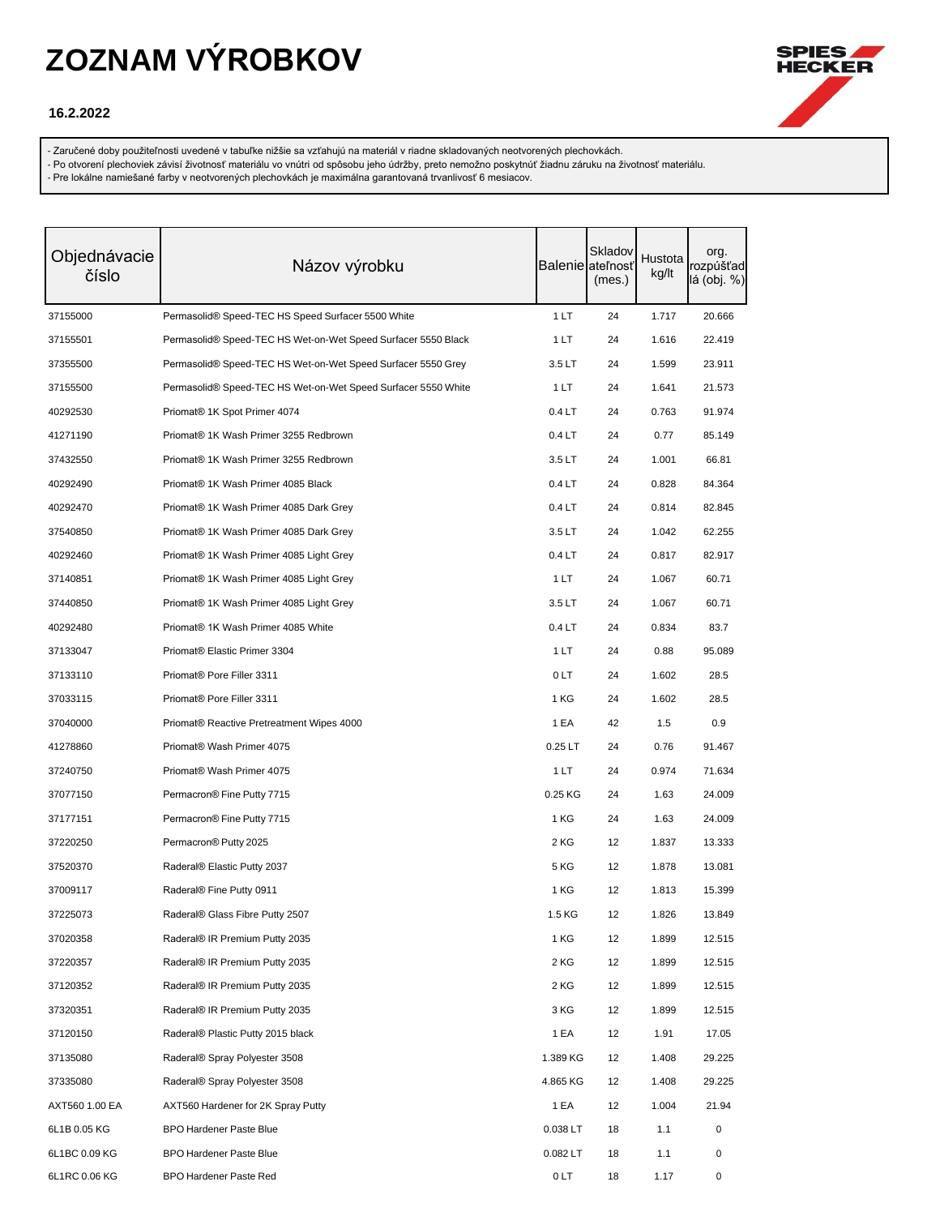# ZOZNAM VÝROBKOV

**16.2.2022**

- Zaručené doby použiteľnosti uvedené v tabuľke nižšie sa vzťahujú na materiál v riadne skladovaných neotvorených plechovkách.
- Po otvorení plechoviek závisí životnosť materiálu vo vnútri od spôsobu jeho údržby, preto nemožno poskytnúť žiadnu záruku na životnosť materiálu.
- Pre lokálne namiešané farby v neotvorených plechovkách je maximálna garantovaná trvanlivosť 6 mesiacov.

| Objednávacie číslo | Názov výrobku | Balenie | Skladovateľnosť (mes.) | Hustota kg/lt | org. rozpúšťadlá (obj. %) |
|---|---|---|---|---|---|
| 37155000 | Permasolid® Speed-TEC HS Speed Surfacer 5500 White | 1 LT | 24 | 1.717 | 20.666 |
| 37155501 | Permasolid® Speed-TEC HS Wet-on-Wet Speed Surfacer 5550 Black | 1 LT | 24 | 1.616 | 22.419 |
| 37355500 | Permasolid® Speed-TEC HS Wet-on-Wet Speed Surfacer 5550 Grey | 3.5 LT | 24 | 1.599 | 23.911 |
| 37155500 | Permasolid® Speed-TEC HS Wet-on-Wet Speed Surfacer 5550 White | 1 LT | 24 | 1.641 | 21.573 |
| 40292530 | Priomat® 1K Spot Primer 4074 | 0.4 LT | 24 | 0.763 | 91.974 |
| 41271190 | Priomat® 1K Wash Primer 3255 Redbrown | 0.4 LT | 24 | 0.77 | 85.149 |
| 37432550 | Priomat® 1K Wash Primer 3255 Redbrown | 3.5 LT | 24 | 1.001 | 66.81 |
| 40292490 | Priomat® 1K Wash Primer 4085 Black | 0.4 LT | 24 | 0.828 | 84.364 |
| 40292470 | Priomat® 1K Wash Primer 4085 Dark Grey | 0.4 LT | 24 | 0.814 | 82.845 |
| 37540850 | Priomat® 1K Wash Primer 4085 Dark Grey | 3.5 LT | 24 | 1.042 | 62.255 |
| 40292460 | Priomat® 1K Wash Primer 4085 Light Grey | 0.4 LT | 24 | 0.817 | 82.917 |
| 37140851 | Priomat® 1K Wash Primer 4085 Light Grey | 1 LT | 24 | 1.067 | 60.71 |
| 37440850 | Priomat® 1K Wash Primer 4085 Light Grey | 3.5 LT | 24 | 1.067 | 60.71 |
| 40292480 | Priomat® 1K Wash Primer 4085 White | 0.4 LT | 24 | 0.834 | 83.7 |
| 37133047 | Priomat® Elastic Primer 3304 | 1 LT | 24 | 0.88 | 95.089 |
| 37133110 | Priomat® Pore Filler 3311 | 0 LT | 24 | 1.602 | 28.5 |
| 37033115 | Priomat® Pore Filler 3311 | 1 KG | 24 | 1.602 | 28.5 |
| 37040000 | Priomat® Reactive Pretreatment Wipes 4000 | 1 EA | 42 | 1.5 | 0.9 |
| 41278860 | Priomat® Wash Primer 4075 | 0.25 LT | 24 | 0.76 | 91.467 |
| 37240750 | Priomat® Wash Primer 4075 | 1 LT | 24 | 0.974 | 71.634 |
| 37077150 | Permacron® Fine Putty 7715 | 0.25 KG | 24 | 1.63 | 24.009 |
| 37177151 | Permacron® Fine Putty 7715 | 1 KG | 24 | 1.63 | 24.009 |
| 37220250 | Permacron® Putty 2025 | 2 KG | 12 | 1.837 | 13.333 |
| 37520370 | Raderal® Elastic Putty 2037 | 5 KG | 12 | 1.878 | 13.081 |
| 37009117 | Raderal® Fine Putty 0911 | 1 KG | 12 | 1.813 | 15.399 |
| 37225073 | Raderal® Glass Fibre Putty 2507 | 1.5 KG | 12 | 1.826 | 13.849 |
| 37020358 | Raderal® IR Premium Putty 2035 | 1 KG | 12 | 1.899 | 12.515 |
| 37220357 | Raderal® IR Premium Putty 2035 | 2 KG | 12 | 1.899 | 12.515 |
| 37120352 | Raderal® IR Premium Putty 2035 | 2 KG | 12 | 1.899 | 12.515 |
| 37320351 | Raderal® IR Premium Putty 2035 | 3 KG | 12 | 1.899 | 12.515 |
| 37120150 | Raderal® Plastic Putty 2015 black | 1 EA | 12 | 1.91 | 17.05 |
| 37135080 | Raderal® Spray Polyester 3508 | 1.389 KG | 12 | 1.408 | 29.225 |
| 37335080 | Raderal® Spray Polyester 3508 | 4.865 KG | 12 | 1.408 | 29.225 |
| AXT560 1.00 EA | AXT560 Hardener for 2K Spray Putty | 1 EA | 12 | 1.004 | 21.94 |
| 6L1B 0.05 KG | BPO Hardener Paste Blue | 0.038 LT | 18 | 1.1 | 0 |
| 6L1BC 0.09 KG | BPO Hardener Paste Blue | 0.082 LT | 18 | 1.1 | 0 |
| 6L1RC 0.06 KG | BPO Hardener Paste Red | 0 LT | 18 | 1.17 | 0 |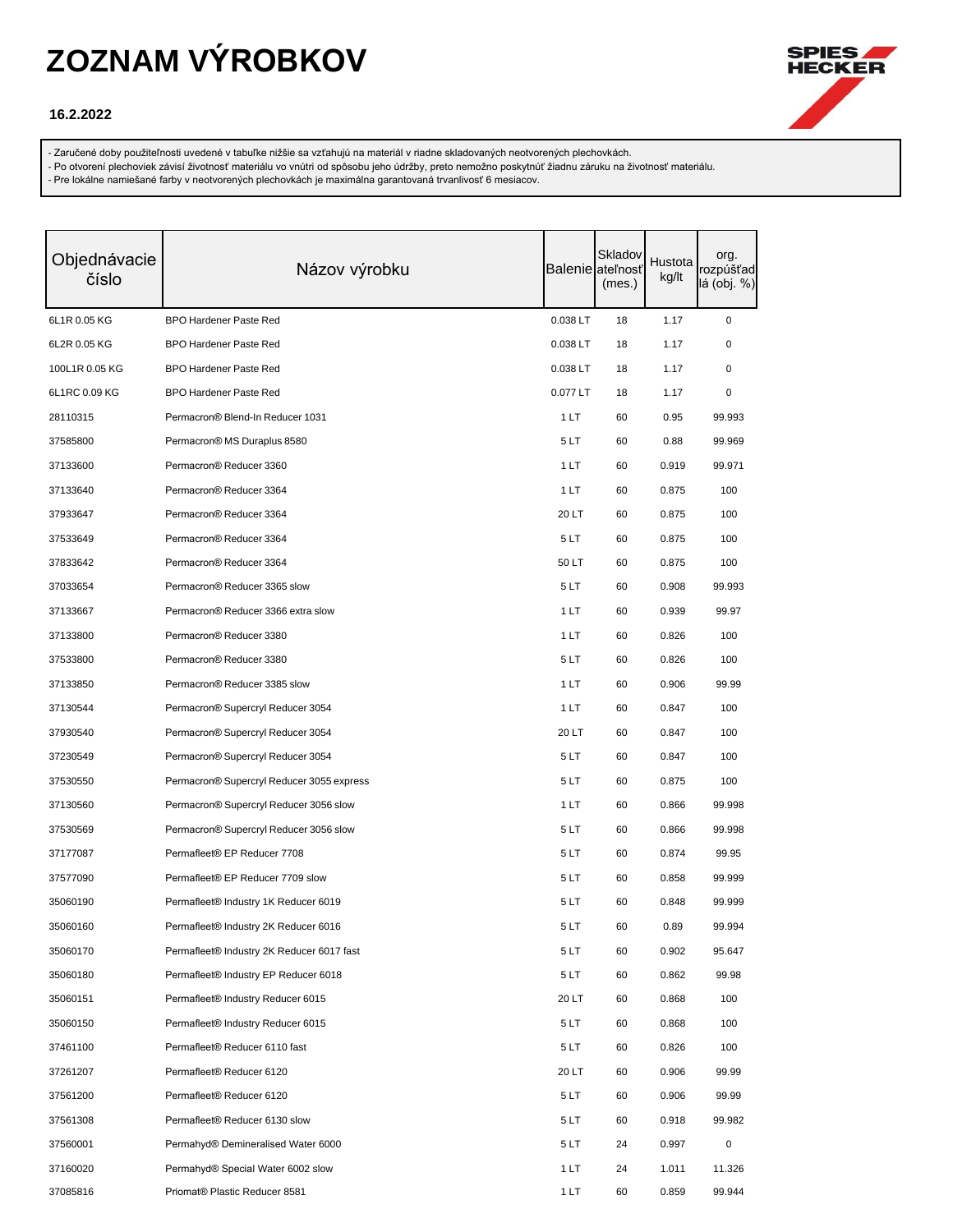# ZOZNAM VÝROBKOV

**16.2.2022**

- Zaručené doby použiteľnosti uvedené v tabuľke nižšie sa vzťahujú na materiál v riadne skladovaných neotvorených plechovkách.
- Po otvorení plechoviek závisí životnosť materiálu vo vnútri od spôsobu jeho údržby, preto nemožno poskytnúť žiadnu záruku na životnosť materiálu.
- Pre lokálne namiešané farby v neotvorených plechovkách je maximálna garantovaná trvanlivosť 6 mesiacov.

| Objednávacie číslo | Názov výrobku | Balenie | Skladovateľnosť (mes.) | Hustota kg/lt | org. rozpúšťadlá (obj. %) |
|---|---|---|---|---|---|
| 6L1R 0.05 KG | BPO Hardener Paste Red | 0.038 LT | 18 | 1.17 | 0 |
| 6L2R 0.05 KG | BPO Hardener Paste Red | 0.038 LT | 18 | 1.17 | 0 |
| 100L1R 0.05 KG | BPO Hardener Paste Red | 0.038 LT | 18 | 1.17 | 0 |
| 6L1RC 0.09 KG | BPO Hardener Paste Red | 0.077 LT | 18 | 1.17 | 0 |
| 28110315 | Permacron® Blend-In Reducer 1031 | 1 LT | 60 | 0.95 | 99.993 |
| 37585800 | Permacron® MS Duraplus 8580 | 5 LT | 60 | 0.88 | 99.969 |
| 37133600 | Permacron® Reducer 3360 | 1 LT | 60 | 0.919 | 99.971 |
| 37133640 | Permacron® Reducer 3364 | 1 LT | 60 | 0.875 | 100 |
| 37933647 | Permacron® Reducer 3364 | 20 LT | 60 | 0.875 | 100 |
| 37533649 | Permacron® Reducer 3364 | 5 LT | 60 | 0.875 | 100 |
| 37833642 | Permacron® Reducer 3364 | 50 LT | 60 | 0.875 | 100 |
| 37033654 | Permacron® Reducer 3365 slow | 5 LT | 60 | 0.908 | 99.993 |
| 37133667 | Permacron® Reducer 3366 extra slow | 1 LT | 60 | 0.939 | 99.97 |
| 37133800 | Permacron® Reducer 3380 | 1 LT | 60 | 0.826 | 100 |
| 37533800 | Permacron® Reducer 3380 | 5 LT | 60 | 0.826 | 100 |
| 37133850 | Permacron® Reducer 3385 slow | 1 LT | 60 | 0.906 | 99.99 |
| 37130544 | Permacron® Supercryl Reducer 3054 | 1 LT | 60 | 0.847 | 100 |
| 37930540 | Permacron® Supercryl Reducer 3054 | 20 LT | 60 | 0.847 | 100 |
| 37230549 | Permacron® Supercryl Reducer 3054 | 5 LT | 60 | 0.847 | 100 |
| 37530550 | Permacron® Supercryl Reducer 3055 express | 5 LT | 60 | 0.875 | 100 |
| 37130560 | Permacron® Supercryl Reducer 3056 slow | 1 LT | 60 | 0.866 | 99.998 |
| 37530569 | Permacron® Supercryl Reducer 3056 slow | 5 LT | 60 | 0.866 | 99.998 |
| 37177087 | Permafleet® EP Reducer 7708 | 5 LT | 60 | 0.874 | 99.95 |
| 37577090 | Permafleet® EP Reducer 7709 slow | 5 LT | 60 | 0.858 | 99.999 |
| 35060190 | Permafleet® Industry 1K Reducer 6019 | 5 LT | 60 | 0.848 | 99.999 |
| 35060160 | Permafleet® Industry 2K Reducer 6016 | 5 LT | 60 | 0.89 | 99.994 |
| 35060170 | Permafleet® Industry 2K Reducer 6017 fast | 5 LT | 60 | 0.902 | 95.647 |
| 35060180 | Permafleet® Industry EP Reducer 6018 | 5 LT | 60 | 0.862 | 99.98 |
| 35060151 | Permafleet® Industry Reducer 6015 | 20 LT | 60 | 0.868 | 100 |
| 35060150 | Permafleet® Industry Reducer 6015 | 5 LT | 60 | 0.868 | 100 |
| 37461100 | Permafleet® Reducer 6110 fast | 5 LT | 60 | 0.826 | 100 |
| 37261207 | Permafleet® Reducer 6120 | 20 LT | 60 | 0.906 | 99.99 |
| 37561200 | Permafleet® Reducer 6120 | 5 LT | 60 | 0.906 | 99.99 |
| 37561308 | Permafleet® Reducer 6130 slow | 5 LT | 60 | 0.918 | 99.982 |
| 37560001 | Permahyd® Demineralised Water 6000 | 5 LT | 24 | 0.997 | 0 |
| 37160020 | Permahyd® Special Water 6002 slow | 1 LT | 24 | 1.011 | 11.326 |
| 37085816 | Priomat® Plastic Reducer 8581 | 1 LT | 60 | 0.859 | 99.944 |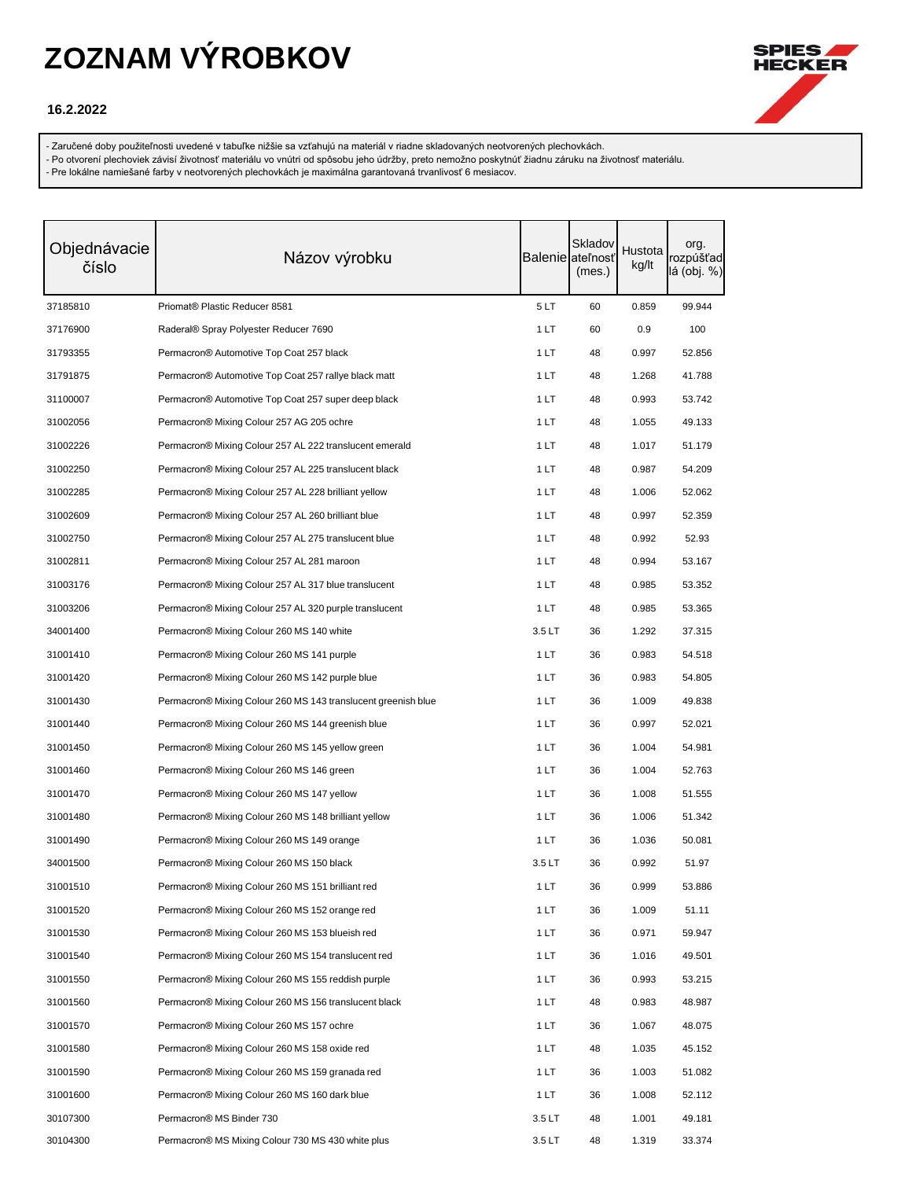# ZOZNAM VÝROBKOV

**16.2.2022**

- Zaručené doby použiteľnosti uvedené v tabuľke nižšie sa vzťahujú na materiál v riadne skladovaných neotvorených plechovkách.
- Po otvorení plechoviek závisí životnosť materiálu vo vnútri od spôsobu jeho údržby, preto nemožno poskytnúť žiadnu záruku na životnosť materiálu.
- Pre lokálne namiešané farby v neotvorených plechovkách je maximálna garantovaná trvanlivosť 6 mesiacov.

| Objednávacie číslo | Názov výrobku | Balenie | Skladovateľnosť (mes.) | Hustota kg/lt | org. rozpúšťadlá (obj. %) |
|---|---|---|---|---|---|
| 37185810 | Priomat® Plastic Reducer 8581 | 5 LT | 60 | 0.859 | 99.944 |
| 37176900 | Raderal® Spray Polyester Reducer 7690 | 1 LT | 60 | 0.9 | 100 |
| 31793355 | Permacron® Automotive Top Coat 257 black | 1 LT | 48 | 0.997 | 52.856 |
| 31791875 | Permacron® Automotive Top Coat 257 rallye black matt | 1 LT | 48 | 1.268 | 41.788 |
| 31100007 | Permacron® Automotive Top Coat 257 super deep black | 1 LT | 48 | 0.993 | 53.742 |
| 31002056 | Permacron® Mixing Colour 257 AG 205 ochre | 1 LT | 48 | 1.055 | 49.133 |
| 31002226 | Permacron® Mixing Colour 257 AL 222 translucent emerald | 1 LT | 48 | 1.017 | 51.179 |
| 31002250 | Permacron® Mixing Colour 257 AL 225 translucent black | 1 LT | 48 | 0.987 | 54.209 |
| 31002285 | Permacron® Mixing Colour 257 AL 228 brilliant yellow | 1 LT | 48 | 1.006 | 52.062 |
| 31002609 | Permacron® Mixing Colour 257 AL 260 brilliant blue | 1 LT | 48 | 0.997 | 52.359 |
| 31002750 | Permacron® Mixing Colour 257 AL 275 translucent blue | 1 LT | 48 | 0.992 | 52.93 |
| 31002811 | Permacron® Mixing Colour 257 AL 281 maroon | 1 LT | 48 | 0.994 | 53.167 |
| 31003176 | Permacron® Mixing Colour 257 AL 317 blue translucent | 1 LT | 48 | 0.985 | 53.352 |
| 31003206 | Permacron® Mixing Colour 257 AL 320 purple translucent | 1 LT | 48 | 0.985 | 53.365 |
| 34001400 | Permacron® Mixing Colour 260 MS 140 white | 3.5 LT | 36 | 1.292 | 37.315 |
| 31001410 | Permacron® Mixing Colour 260 MS 141 purple | 1 LT | 36 | 0.983 | 54.518 |
| 31001420 | Permacron® Mixing Colour 260 MS 142 purple blue | 1 LT | 36 | 0.983 | 54.805 |
| 31001430 | Permacron® Mixing Colour 260 MS 143 translucent greenish blue | 1 LT | 36 | 1.009 | 49.838 |
| 31001440 | Permacron® Mixing Colour 260 MS 144 greenish blue | 1 LT | 36 | 0.997 | 52.021 |
| 31001450 | Permacron® Mixing Colour 260 MS 145 yellow green | 1 LT | 36 | 1.004 | 54.981 |
| 31001460 | Permacron® Mixing Colour 260 MS 146 green | 1 LT | 36 | 1.004 | 52.763 |
| 31001470 | Permacron® Mixing Colour 260 MS 147 yellow | 1 LT | 36 | 1.008 | 51.555 |
| 31001480 | Permacron® Mixing Colour 260 MS 148 brilliant yellow | 1 LT | 36 | 1.006 | 51.342 |
| 31001490 | Permacron® Mixing Colour 260 MS 149 orange | 1 LT | 36 | 1.036 | 50.081 |
| 34001500 | Permacron® Mixing Colour 260 MS 150 black | 3.5 LT | 36 | 0.992 | 51.97 |
| 31001510 | Permacron® Mixing Colour 260 MS 151 brilliant red | 1 LT | 36 | 0.999 | 53.886 |
| 31001520 | Permacron® Mixing Colour 260 MS 152 orange red | 1 LT | 36 | 1.009 | 51.11 |
| 31001530 | Permacron® Mixing Colour 260 MS 153 blueish red | 1 LT | 36 | 0.971 | 59.947 |
| 31001540 | Permacron® Mixing Colour 260 MS 154 translucent red | 1 LT | 36 | 1.016 | 49.501 |
| 31001550 | Permacron® Mixing Colour 260 MS 155 reddish purple | 1 LT | 36 | 0.993 | 53.215 |
| 31001560 | Permacron® Mixing Colour 260 MS 156 translucent black | 1 LT | 48 | 0.983 | 48.987 |
| 31001570 | Permacron® Mixing Colour 260 MS 157 ochre | 1 LT | 36 | 1.067 | 48.075 |
| 31001580 | Permacron® Mixing Colour 260 MS 158 oxide red | 1 LT | 48 | 1.035 | 45.152 |
| 31001590 | Permacron® Mixing Colour 260 MS 159 granada red | 1 LT | 36 | 1.003 | 51.082 |
| 31001600 | Permacron® Mixing Colour 260 MS 160 dark blue | 1 LT | 36 | 1.008 | 52.112 |
| 30107300 | Permacron® MS Binder 730 | 3.5 LT | 48 | 1.001 | 49.181 |
| 30104300 | Permacron® MS Mixing Colour 730 MS 430 white plus | 3.5 LT | 48 | 1.319 | 33.374 |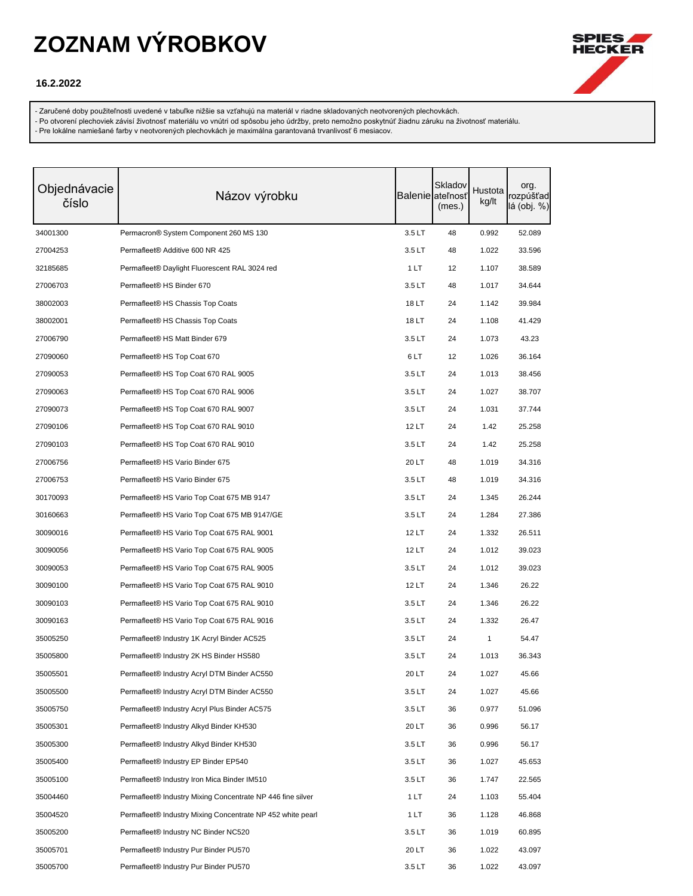# ZOZNAM VÝROBKOV

**16.2.2022**

- Zaručené doby použiteľnosti uvedené v tabuľke nižšie sa vzťahujú na materiál v riadne skladovaných neotvorených plechovkách.
- Po otvorení plechoviek závisí životnosť materiálu vo vnútri od spôsobu jeho údržby, preto nemožno poskytnúť žiadnu záruku na životnosť materiálu.
- Pre lokálne namiešané farby v neotvorených plechovkách je maximálna garantovaná trvanlivosť 6 mesiacov.

| Objednávacie číslo | Názov výrobku | Balenie | Skladovateľnosť (mes.) | Hustota kg/lt | org. rozpúšťadlá (obj. %) |
|---|---|---|---|---|---|
| 34001300 | Permacron® System Component 260 MS 130 | 3.5 LT | 48 | 0.992 | 52.089 |
| 27004253 | Permafleet® Additive 600 NR 425 | 3.5 LT | 48 | 1.022 | 33.596 |
| 32185685 | Permafleet® Daylight Fluorescent RAL 3024 red | 1 LT | 12 | 1.107 | 38.589 |
| 27006703 | Permafleet® HS Binder 670 | 3.5 LT | 48 | 1.017 | 34.644 |
| 38002003 | Permafleet® HS Chassis Top Coats | 18 LT | 24 | 1.142 | 39.984 |
| 38002001 | Permafleet® HS Chassis Top Coats | 18 LT | 24 | 1.108 | 41.429 |
| 27006790 | Permafleet® HS Matt Binder 679 | 3.5 LT | 24 | 1.073 | 43.23 |
| 27090060 | Permafleet® HS Top Coat 670 | 6 LT | 12 | 1.026 | 36.164 |
| 27090053 | Permafleet® HS Top Coat 670 RAL 9005 | 3.5 LT | 24 | 1.013 | 38.456 |
| 27090063 | Permafleet® HS Top Coat 670 RAL 9006 | 3.5 LT | 24 | 1.027 | 38.707 |
| 27090073 | Permafleet® HS Top Coat 670 RAL 9007 | 3.5 LT | 24 | 1.031 | 37.744 |
| 27090106 | Permafleet® HS Top Coat 670 RAL 9010 | 12 LT | 24 | 1.42 | 25.258 |
| 27090103 | Permafleet® HS Top Coat 670 RAL 9010 | 3.5 LT | 24 | 1.42 | 25.258 |
| 27006756 | Permafleet® HS Vario Binder 675 | 20 LT | 48 | 1.019 | 34.316 |
| 27006753 | Permafleet® HS Vario Binder 675 | 3.5 LT | 48 | 1.019 | 34.316 |
| 30170093 | Permafleet® HS Vario Top Coat 675 MB 9147 | 3.5 LT | 24 | 1.345 | 26.244 |
| 30160663 | Permafleet® HS Vario Top Coat 675 MB 9147/GE | 3.5 LT | 24 | 1.284 | 27.386 |
| 30090016 | Permafleet® HS Vario Top Coat 675 RAL 9001 | 12 LT | 24 | 1.332 | 26.511 |
| 30090056 | Permafleet® HS Vario Top Coat 675 RAL 9005 | 12 LT | 24 | 1.012 | 39.023 |
| 30090053 | Permafleet® HS Vario Top Coat 675 RAL 9005 | 3.5 LT | 24 | 1.012 | 39.023 |
| 30090100 | Permafleet® HS Vario Top Coat 675 RAL 9010 | 12 LT | 24 | 1.346 | 26.22 |
| 30090103 | Permafleet® HS Vario Top Coat 675 RAL 9010 | 3.5 LT | 24 | 1.346 | 26.22 |
| 30090163 | Permafleet® HS Vario Top Coat 675 RAL 9016 | 3.5 LT | 24 | 1.332 | 26.47 |
| 35005250 | Permafleet® Industry 1K Acryl Binder AC525 | 3.5 LT | 24 | 1 | 54.47 |
| 35005800 | Permafleet® Industry 2K HS Binder HS580 | 3.5 LT | 24 | 1.013 | 36.343 |
| 35005501 | Permafleet® Industry Acryl DTM Binder AC550 | 20 LT | 24 | 1.027 | 45.66 |
| 35005500 | Permafleet® Industry Acryl DTM Binder AC550 | 3.5 LT | 24 | 1.027 | 45.66 |
| 35005750 | Permafleet® Industry Acryl Plus Binder AC575 | 3.5 LT | 36 | 0.977 | 51.096 |
| 35005301 | Permafleet® Industry Alkyd Binder KH530 | 20 LT | 36 | 0.996 | 56.17 |
| 35005300 | Permafleet® Industry Alkyd Binder KH530 | 3.5 LT | 36 | 0.996 | 56.17 |
| 35005400 | Permafleet® Industry EP Binder EP540 | 3.5 LT | 36 | 1.027 | 45.653 |
| 35005100 | Permafleet® Industry Iron Mica Binder IM510 | 3.5 LT | 36 | 1.747 | 22.565 |
| 35004460 | Permafleet® Industry Mixing Concentrate NP 446 fine silver | 1 LT | 24 | 1.103 | 55.404 |
| 35004520 | Permafleet® Industry Mixing Concentrate NP 452 white pearl | 1 LT | 36 | 1.128 | 46.868 |
| 35005200 | Permafleet® Industry NC Binder NC520 | 3.5 LT | 36 | 1.019 | 60.895 |
| 35005701 | Permafleet® Industry Pur Binder PU570 | 20 LT | 36 | 1.022 | 43.097 |
| 35005700 | Permafleet® Industry Pur Binder PU570 | 3.5 LT | 36 | 1.022 | 43.097 |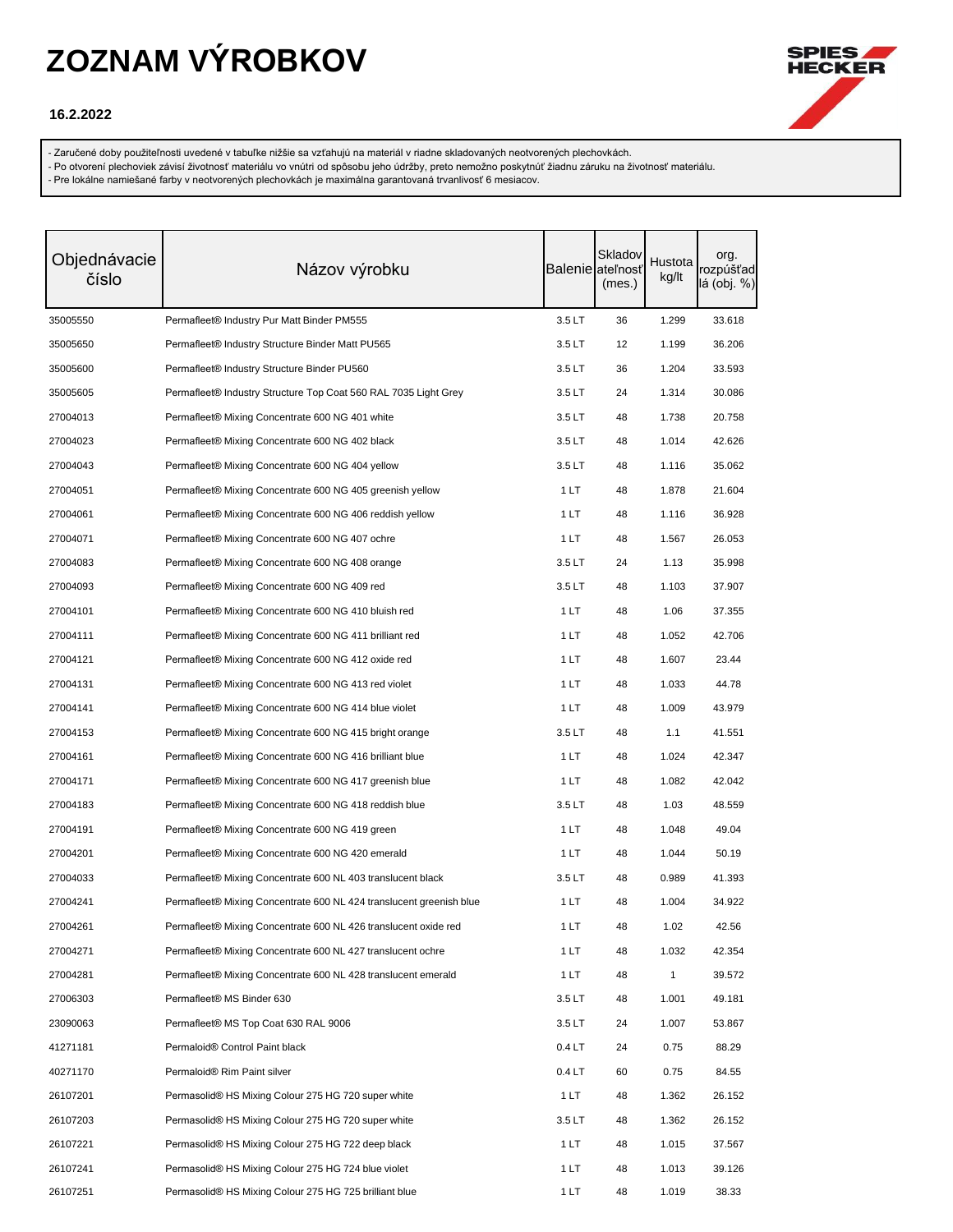# ZOZNAM VÝROBKOV

**16.2.2022**

- Zaručené doby použiteľnosti uvedené v tabuľke nižšie sa vzťahujú na materiál v riadne skladovaných neotvorených plechovkách.
- Po otvorení plechoviek závisí životnosť materiálu vo vnútri od spôsobu jeho údržby, preto nemožno poskytnúť žiadnu záruku na životnosť materiálu.
- Pre lokálne namiešané farby v neotvorených plechovkách je maximálna garantovaná trvanlivosť 6 mesiacov.

| Objednávacie číslo | Názov výrobku | Balenie | Skladovateľnosť (mes.) | Hustota kg/lt | org. rozpúšťadlá (obj. %) |
|---|---|---|---|---|---|
| 35005550 | Permafleet® Industry Pur Matt Binder PM555 | 3.5 LT | 36 | 1.299 | 33.618 |
| 35005650 | Permafleet® Industry Structure Binder Matt PU565 | 3.5 LT | 12 | 1.199 | 36.206 |
| 35005600 | Permafleet® Industry Structure Binder PU560 | 3.5 LT | 36 | 1.204 | 33.593 |
| 35005605 | Permafleet® Industry Structure Top Coat 560 RAL 7035 Light Grey | 3.5 LT | 24 | 1.314 | 30.086 |
| 27004013 | Permafleet® Mixing Concentrate 600 NG 401 white | 3.5 LT | 48 | 1.738 | 20.758 |
| 27004023 | Permafleet® Mixing Concentrate 600 NG 402 black | 3.5 LT | 48 | 1.014 | 42.626 |
| 27004043 | Permafleet® Mixing Concentrate 600 NG 404 yellow | 3.5 LT | 48 | 1.116 | 35.062 |
| 27004051 | Permafleet® Mixing Concentrate 600 NG 405 greenish yellow | 1 LT | 48 | 1.878 | 21.604 |
| 27004061 | Permafleet® Mixing Concentrate 600 NG 406 reddish yellow | 1 LT | 48 | 1.116 | 36.928 |
| 27004071 | Permafleet® Mixing Concentrate 600 NG 407 ochre | 1 LT | 48 | 1.567 | 26.053 |
| 27004083 | Permafleet® Mixing Concentrate 600 NG 408 orange | 3.5 LT | 24 | 1.13 | 35.998 |
| 27004093 | Permafleet® Mixing Concentrate 600 NG 409 red | 3.5 LT | 48 | 1.103 | 37.907 |
| 27004101 | Permafleet® Mixing Concentrate 600 NG 410 bluish red | 1 LT | 48 | 1.06 | 37.355 |
| 27004111 | Permafleet® Mixing Concentrate 600 NG 411 brilliant red | 1 LT | 48 | 1.052 | 42.706 |
| 27004121 | Permafleet® Mixing Concentrate 600 NG 412 oxide red | 1 LT | 48 | 1.607 | 23.44 |
| 27004131 | Permafleet® Mixing Concentrate 600 NG 413 red violet | 1 LT | 48 | 1.033 | 44.78 |
| 27004141 | Permafleet® Mixing Concentrate 600 NG 414 blue violet | 1 LT | 48 | 1.009 | 43.979 |
| 27004153 | Permafleet® Mixing Concentrate 600 NG 415 bright orange | 3.5 LT | 48 | 1.1 | 41.551 |
| 27004161 | Permafleet® Mixing Concentrate 600 NG 416 brilliant blue | 1 LT | 48 | 1.024 | 42.347 |
| 27004171 | Permafleet® Mixing Concentrate 600 NG 417 greenish blue | 1 LT | 48 | 1.082 | 42.042 |
| 27004183 | Permafleet® Mixing Concentrate 600 NG 418 reddish blue | 3.5 LT | 48 | 1.03 | 48.559 |
| 27004191 | Permafleet® Mixing Concentrate 600 NG 419 green | 1 LT | 48 | 1.048 | 49.04 |
| 27004201 | Permafleet® Mixing Concentrate 600 NG 420 emerald | 1 LT | 48 | 1.044 | 50.19 |
| 27004033 | Permafleet® Mixing Concentrate 600 NL 403 translucent black | 3.5 LT | 48 | 0.989 | 41.393 |
| 27004241 | Permafleet® Mixing Concentrate 600 NL 424 translucent greenish blue | 1 LT | 48 | 1.004 | 34.922 |
| 27004261 | Permafleet® Mixing Concentrate 600 NL 426 translucent oxide red | 1 LT | 48 | 1.02 | 42.56 |
| 27004271 | Permafleet® Mixing Concentrate 600 NL 427 translucent ochre | 1 LT | 48 | 1.032 | 42.354 |
| 27004281 | Permafleet® Mixing Concentrate 600 NL 428 translucent emerald | 1 LT | 48 | 1 | 39.572 |
| 27006303 | Permafleet® MS Binder 630 | 3.5 LT | 48 | 1.001 | 49.181 |
| 23090063 | Permafleet® MS Top Coat 630 RAL 9006 | 3.5 LT | 24 | 1.007 | 53.867 |
| 41271181 | Permaloid® Control Paint black | 0.4 LT | 24 | 0.75 | 88.29 |
| 40271170 | Permaloid® Rim Paint silver | 0.4 LT | 60 | 0.75 | 84.55 |
| 26107201 | Permasolid® HS Mixing Colour 275 HG 720 super white | 1 LT | 48 | 1.362 | 26.152 |
| 26107203 | Permasolid® HS Mixing Colour 275 HG 720 super white | 3.5 LT | 48 | 1.362 | 26.152 |
| 26107221 | Permasolid® HS Mixing Colour 275 HG 722 deep black | 1 LT | 48 | 1.015 | 37.567 |
| 26107241 | Permasolid® HS Mixing Colour 275 HG 724 blue violet | 1 LT | 48 | 1.013 | 39.126 |
| 26107251 | Permasolid® HS Mixing Colour 275 HG 725 brilliant blue | 1 LT | 48 | 1.019 | 38.33 |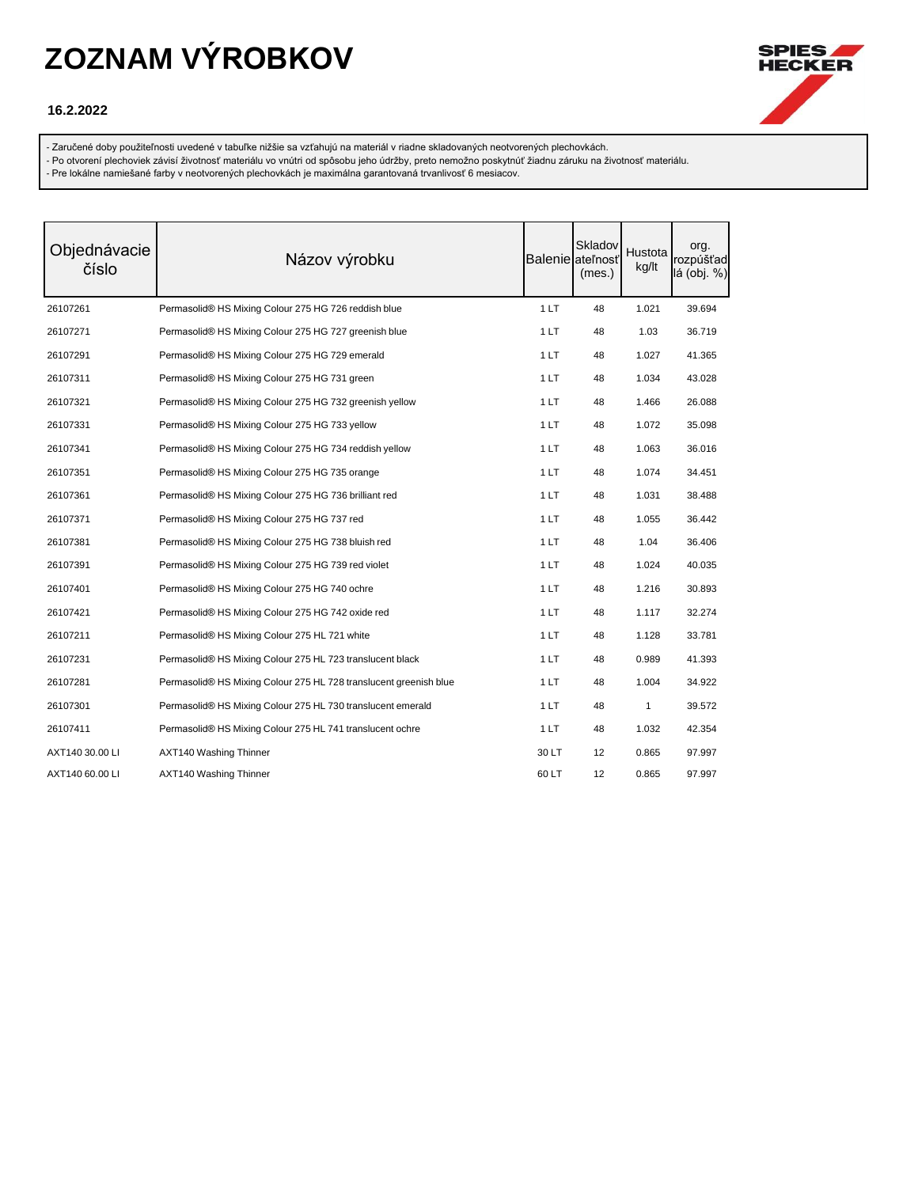# ZOZNAM VÝROBKOV

**16.2.2022**

- Zaručené doby použiteľnosti uvedené v tabuľke nižšie sa vzťahujú na materiál v riadne skladovaných neotvorených plechovkách.
- Po otvorení plechoviek závisí životnosť materiálu vo vnútri od spôsobu jeho údržby, preto nemožno poskytnúť žiadnu záruku na životnosť materiálu.
- Pre lokálne namiešané farby v neotvorených plechovkách je maximálna garantovaná trvanlivosť 6 mesiacov.

| Objednávacie číslo | Názov výrobku | Balenie | Skladovateľnosť (mes.) | Hustota kg/lt | org. rozpúšťadlá (obj. %) |
|---|---|---|---|---|---|
| 26107261 | Permasolid® HS Mixing Colour 275 HG 726 reddish blue | 1 LT | 48 | 1.021 | 39.694 |
| 26107271 | Permasolid® HS Mixing Colour 275 HG 727 greenish blue | 1 LT | 48 | 1.03 | 36.719 |
| 26107291 | Permasolid® HS Mixing Colour 275 HG 729 emerald | 1 LT | 48 | 1.027 | 41.365 |
| 26107311 | Permasolid® HS Mixing Colour 275 HG 731 green | 1 LT | 48 | 1.034 | 43.028 |
| 26107321 | Permasolid® HS Mixing Colour 275 HG 732 greenish yellow | 1 LT | 48 | 1.466 | 26.088 |
| 26107331 | Permasolid® HS Mixing Colour 275 HG 733 yellow | 1 LT | 48 | 1.072 | 35.098 |
| 26107341 | Permasolid® HS Mixing Colour 275 HG 734 reddish yellow | 1 LT | 48 | 1.063 | 36.016 |
| 26107351 | Permasolid® HS Mixing Colour 275 HG 735 orange | 1 LT | 48 | 1.074 | 34.451 |
| 26107361 | Permasolid® HS Mixing Colour 275 HG 736 brilliant red | 1 LT | 48 | 1.031 | 38.488 |
| 26107371 | Permasolid® HS Mixing Colour 275 HG 737 red | 1 LT | 48 | 1.055 | 36.442 |
| 26107381 | Permasolid® HS Mixing Colour 275 HG 738 bluish red | 1 LT | 48 | 1.04 | 36.406 |
| 26107391 | Permasolid® HS Mixing Colour 275 HG 739 red violet | 1 LT | 48 | 1.024 | 40.035 |
| 26107401 | Permasolid® HS Mixing Colour 275 HG 740 ochre | 1 LT | 48 | 1.216 | 30.893 |
| 26107421 | Permasolid® HS Mixing Colour 275 HG 742 oxide red | 1 LT | 48 | 1.117 | 32.274 |
| 26107211 | Permasolid® HS Mixing Colour 275 HL 721 white | 1 LT | 48 | 1.128 | 33.781 |
| 26107231 | Permasolid® HS Mixing Colour 275 HL 723 translucent black | 1 LT | 48 | 0.989 | 41.393 |
| 26107281 | Permasolid® HS Mixing Colour 275 HL 728 translucent greenish blue | 1 LT | 48 | 1.004 | 34.922 |
| 26107301 | Permasolid® HS Mixing Colour 275 HL 730 translucent emerald | 1 LT | 48 | 1 | 39.572 |
| 26107411 | Permasolid® HS Mixing Colour 275 HL 741 translucent ochre | 1 LT | 48 | 1.032 | 42.354 |
| AXT140 30.00 LI | AXT140 Washing Thinner | 30 LT | 12 | 0.865 | 97.997 |
| AXT140 60.00 LI | AXT140 Washing Thinner | 60 LT | 12 | 0.865 | 97.997 |